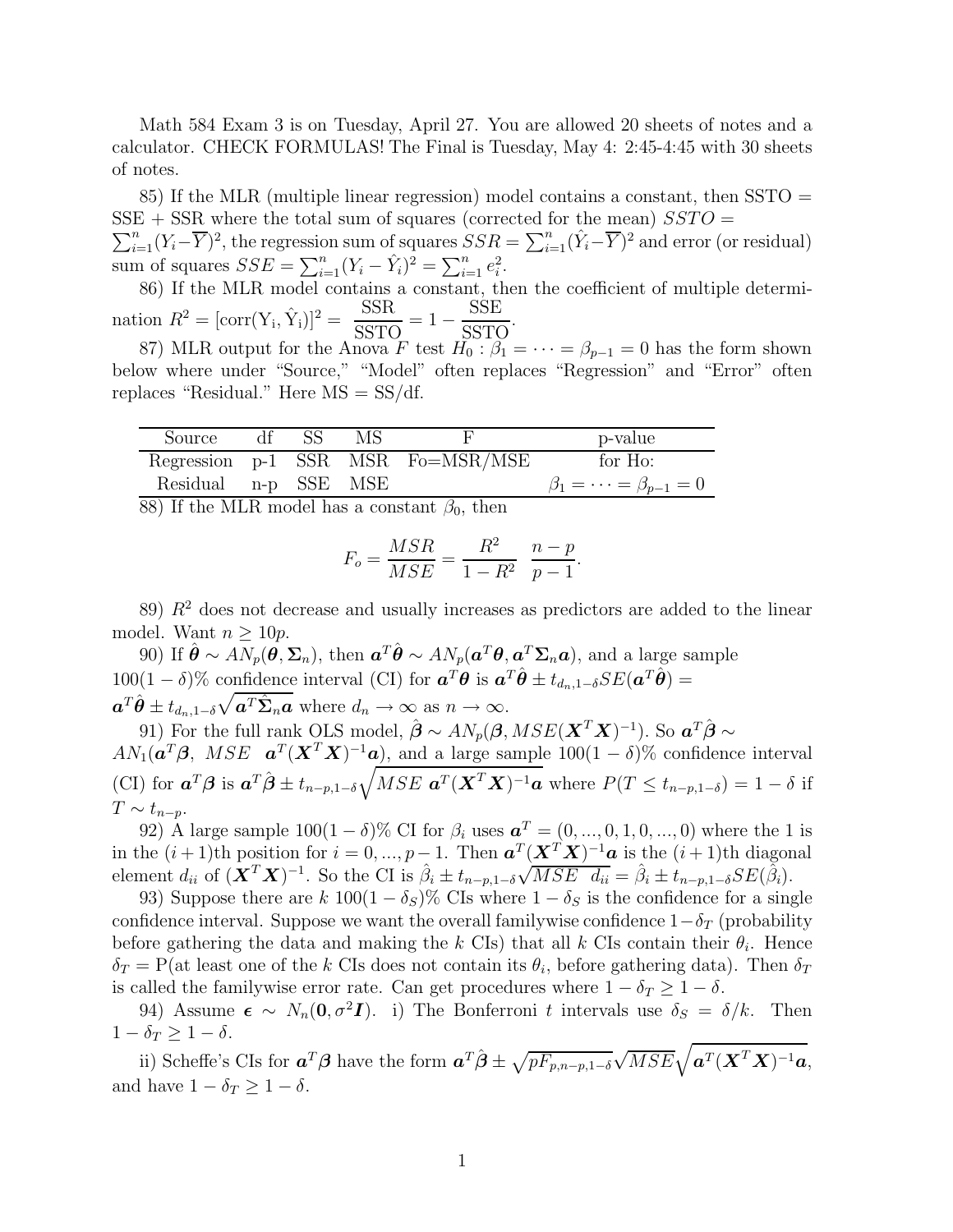Math 584 Exam 3 is on Tuesday, April 27. You are allowed 20 sheets of notes and a calculator. CHECK FORMULAS! The Final is Tuesday, May 4: 2:45-4:45 with 30 sheets of notes.

85) If the MLR (multiple linear regression) model contains a constant, then SSTO = SSE + SSR where the total sum of squares (corrected for the mean) $SSTO = \sum_{i=1}^n (Y_i - \overline{Y})^2$, the regression sum of squares $SSR = \sum_{i=1}^n (\hat{Y}_i - \overline{Y})^2$ and error (or residual) sum of squares $SSE = \sum_{i=1}^n (Y_i - \hat{Y}_i)^2 = \sum_{i=1}^n e_i^2$.

86) If the MLR model contains a constant, then the coefficient of multiple determination $R^2 = [\text{corr}(Y_i, \hat{Y}_i)]^2 = \dfrac{\text{SSR}}{\text{SSTO}} = 1 - \dfrac{\text{SSE}}{\text{SSTO}}$.

87) MLR output for the Anova $F$ test $H_0: \beta_1 = \cdots = \beta_{p-1} = 0$ has the form shown below where under "Source," "Model" often replaces "Regression" and "Error" often replaces "Residual." Here MS = SS/df.

| Source | df | SS | MS | F | p-value |
|---|---|---|---|---|---|
| Regression | p-1 | SSR | MSR | Fo=MSR/MSE | for Ho: |
| Residual | n-p | SSE | MSE | | $\beta_1 = \cdots = \beta_{p-1} = 0$ |

88) If the MLR model has a constant $\beta_0$, then

$$F_o = \frac{MSR}{MSE} = \frac{R^2}{1 - R^2} \ \frac{n-p}{p-1}.$$

89) $R^2$ does not decrease and usually increases as predictors are added to the linear model. Want $n \geq 10p$.

90) If $\hat{\boldsymbol{\theta}} \sim AN_p(\boldsymbol{\theta}, \boldsymbol{\Sigma}_n)$, then $\boldsymbol{a}^T\hat{\boldsymbol{\theta}} \sim AN_p(\boldsymbol{a}^T\boldsymbol{\theta}, \boldsymbol{a}^T\boldsymbol{\Sigma}_n\boldsymbol{a})$, and a large sample $100(1-\delta)\%$ confidence interval (CI) for $\boldsymbol{a}^T\boldsymbol{\theta}$ is $\boldsymbol{a}^T\hat{\boldsymbol{\theta}} \pm t_{d_n,1-\delta}SE(\boldsymbol{a}^T\hat{\boldsymbol{\theta}}) = \boldsymbol{a}^T\hat{\boldsymbol{\theta}} \pm t_{d_n,1-\delta}\sqrt{\boldsymbol{a}^T\hat{\boldsymbol{\Sigma}}_n\boldsymbol{a}}$ where $d_n \to \infty$ as $n \to \infty$.

91) For the full rank OLS model, $\hat{\boldsymbol{\beta}} \sim AN_p(\boldsymbol{\beta}, MSE(\boldsymbol{X}^T\boldsymbol{X})^{-1})$. So $\boldsymbol{a}^T\hat{\boldsymbol{\beta}} \sim AN_1(\boldsymbol{a}^T\boldsymbol{\beta},\ MSE\ \ \boldsymbol{a}^T(\boldsymbol{X}^T\boldsymbol{X})^{-1}\boldsymbol{a})$, and a large sample $100(1-\delta)\%$ confidence interval (CI) for $\boldsymbol{a}^T\boldsymbol{\beta}$ is $\boldsymbol{a}^T\hat{\boldsymbol{\beta}} \pm t_{n-p,1-\delta}\sqrt{MSE\ \boldsymbol{a}^T(\boldsymbol{X}^T\boldsymbol{X})^{-1}\boldsymbol{a}}$ where $P(T \leq t_{n-p,1-\delta}) = 1-\delta$ if $T \sim t_{n-p}$.

92) A large sample $100(1-\delta)\%$ CI for $\beta_i$ uses $\boldsymbol{a}^T = (0, ..., 0, 1, 0, ..., 0)$ where the 1 is in the $(i+1)$th position for $i = 0, ..., p-1$. Then $\boldsymbol{a}^T(\boldsymbol{X}^T\boldsymbol{X})^{-1}\boldsymbol{a}$ is the $(i+1)$th diagonal element $d_{ii}$ of $(\boldsymbol{X}^T\boldsymbol{X})^{-1}$. So the CI is $\hat{\beta}_i \pm t_{n-p,1-\delta}\sqrt{MSE\ \ d_{ii}} = \hat{\beta}_i \pm t_{n-p,1-\delta}SE(\hat{\beta}_i)$.

93) Suppose there are $k$ $100(1-\delta_S)\%$ CIs where $1-\delta_S$ is the confidence for a single confidence interval. Suppose we want the overall familywise confidence $1-\delta_T$ (probability before gathering the data and making the $k$ CIs) that all $k$ CIs contain their $\theta_i$. Hence $\delta_T$ = P(at least one of the $k$ CIs does not contain its $\theta_i$, before gathering data). Then $\delta_T$ is called the familywise error rate. Can get procedures where $1-\delta_T \geq 1-\delta$.

94) Assume $\boldsymbol{\epsilon} \sim N_n(\boldsymbol{0}, \sigma^2\boldsymbol{I})$. i) The Bonferroni $t$ intervals use $\delta_S = \delta/k$. Then $1-\delta_T \geq 1-\delta$.

ii) Scheffe's CIs for $\boldsymbol{a}^T\boldsymbol{\beta}$ have the form $\boldsymbol{a}^T\hat{\boldsymbol{\beta}} \pm \sqrt{pF_{p,n-p,1-\delta}}\sqrt{MSE}\sqrt{\boldsymbol{a}^T(\boldsymbol{X}^T\boldsymbol{X})^{-1}\boldsymbol{a}}$, and have $1-\delta_T \geq 1-\delta$.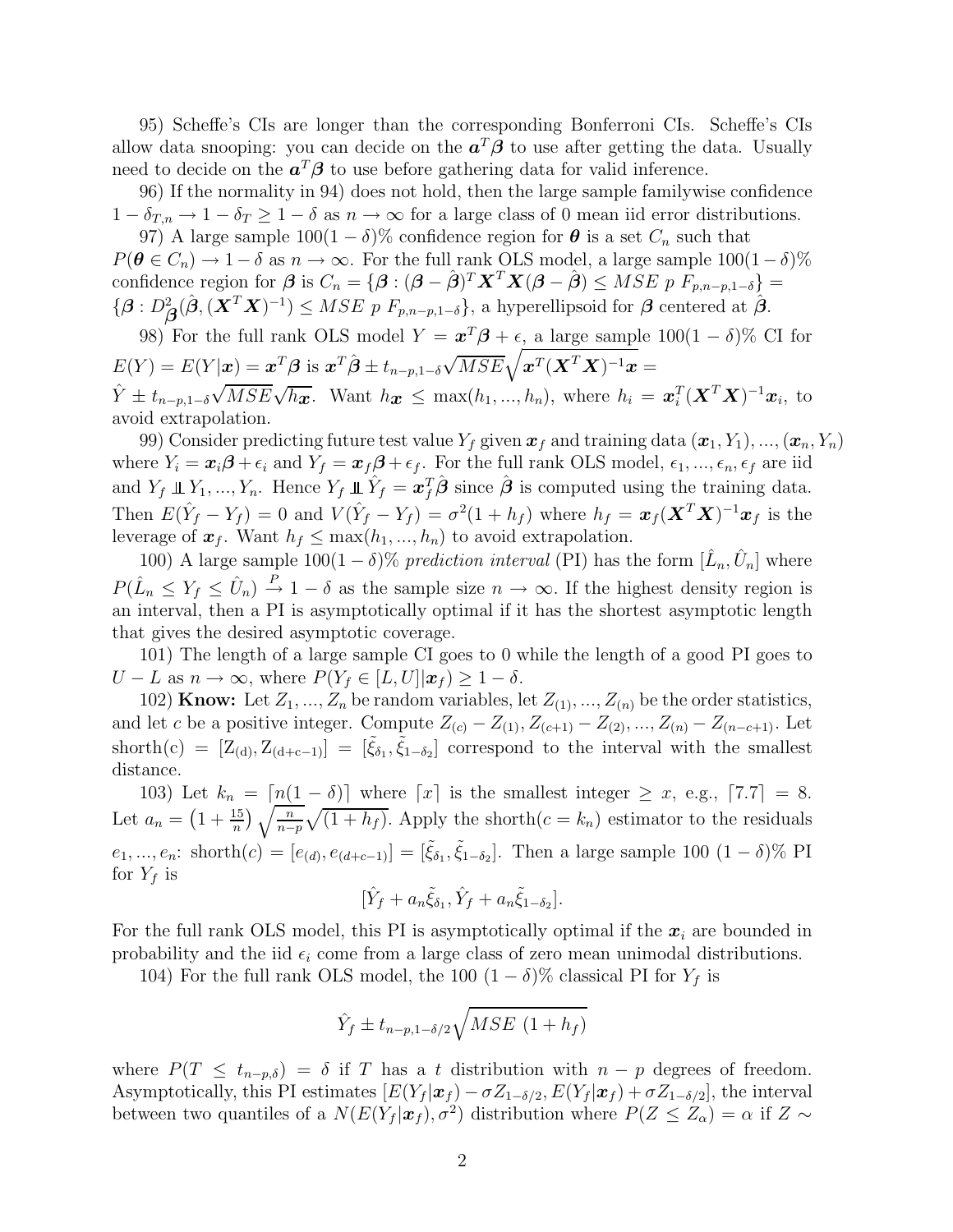95) Scheffe's CIs are longer than the corresponding Bonferroni CIs. Scheffe's CIs allow data snooping: you can decide on the $\boldsymbol{a}^T\boldsymbol{\beta}$ to use after getting the data. Usually need to decide on the $\boldsymbol{a}^T\boldsymbol{\beta}$ to use before gathering data for valid inference.

96) If the normality in 94) does not hold, then the large sample familywise confidence $1-\delta_{T,n} \to 1-\delta_T \geq 1-\delta$ as $n \to \infty$ for a large class of 0 mean iid error distributions.

97) A large sample $100(1-\delta)\%$ confidence region for $\boldsymbol{\theta}$ is a set $C_n$ such that $P(\boldsymbol{\theta} \in C_n) \to 1-\delta$ as $n \to \infty$. For the full rank OLS model, a large sample $100(1-\delta)\%$ confidence region for $\boldsymbol{\beta}$ is $C_n = \{\boldsymbol{\beta} : (\boldsymbol{\beta} - \hat{\boldsymbol{\beta}})^T \boldsymbol{X}^T\boldsymbol{X}(\boldsymbol{\beta} - \hat{\boldsymbol{\beta}}) \leq MSE\ p\ F_{p,n-p,1-\delta}\} = \{\boldsymbol{\beta} : D^2_{\boldsymbol{\beta}}(\hat{\boldsymbol{\beta}}, (\boldsymbol{X}^T\boldsymbol{X})^{-1}) \leq MSE\ p\ F_{p,n-p,1-\delta}\}$, a hyperellipsoid for $\boldsymbol{\beta}$ centered at $\hat{\boldsymbol{\beta}}$.

98) For the full rank OLS model $Y = \boldsymbol{x}^T\boldsymbol{\beta} + \epsilon$, a large sample $100(1-\delta)\%$ CI for $E(Y) = E(Y|\boldsymbol{x}) = \boldsymbol{x}^T\boldsymbol{\beta}$ is $\boldsymbol{x}^T\hat{\boldsymbol{\beta}} \pm t_{n-p,1-\delta}\sqrt{MSE}\sqrt{\boldsymbol{x}^T(\boldsymbol{X}^T\boldsymbol{X})^{-1}\boldsymbol{x}} = \hat{Y} \pm t_{n-p,1-\delta}\sqrt{MSE}\sqrt{h_{\boldsymbol{x}}}$. Want $h_{\boldsymbol{x}} \leq \max(h_1, ..., h_n)$, where $h_i = \boldsymbol{x}_i^T(\boldsymbol{X}^T\boldsymbol{X})^{-1}\boldsymbol{x}_i$, to avoid extrapolation.

99) Consider predicting future test value $Y_f$ given $\boldsymbol{x}_f$ and training data $(\boldsymbol{x}_1, Y_1), ..., (\boldsymbol{x}_n, Y_n)$ where $Y_i = \boldsymbol{x}_i\boldsymbol{\beta} + \epsilon_i$ and $Y_f = \boldsymbol{x}_f\boldsymbol{\beta} + \epsilon_f$. For the full rank OLS model, $\epsilon_1, ..., \epsilon_n, \epsilon_f$ are iid and $Y_f \perp\!\!\!\perp Y_1, ..., Y_n$. Hence $Y_f \perp\!\!\!\perp \hat{Y}_f = \boldsymbol{x}_f^T\hat{\boldsymbol{\beta}}$ since $\hat{\boldsymbol{\beta}}$ is computed using the training data. Then $E(\hat{Y}_f - Y_f) = 0$ and $V(\hat{Y}_f - Y_f) = \sigma^2(1 + h_f)$ where $h_f = \boldsymbol{x}_f(\boldsymbol{X}^T\boldsymbol{X})^{-1}\boldsymbol{x}_f$ is the leverage of $\boldsymbol{x}_f$. Want $h_f \leq \max(h_1, ..., h_n)$ to avoid extrapolation.

100) A large sample $100(1-\delta)\%$ *prediction interval* (PI) has the form $[\hat{L}_n, \hat{U}_n]$ where $P(\hat{L}_n \leq Y_f \leq \hat{U}_n) \xrightarrow{P} 1-\delta$ as the sample size $n \to \infty$. If the highest density region is an interval, then a PI is asymptotically optimal if it has the shortest asymptotic length that gives the desired asymptotic coverage.

101) The length of a large sample CI goes to 0 while the length of a good PI goes to $U - L$ as $n \to \infty$, where $P(Y_f \in [L, U]|\boldsymbol{x}_f) \geq 1-\delta$.

102) **Know:** Let $Z_1, ..., Z_n$ be random variables, let $Z_{(1)}, ..., Z_{(n)}$ be the order statistics, and let $c$ be a positive integer. Compute $Z_{(c)} - Z_{(1)}, Z_{(c+1)} - Z_{(2)}, ..., Z_{(n)} - Z_{(n-c+1)}$. Let $\text{shorth(c)} = [\text{Z}_{(\text{d})}, \text{Z}_{(\text{d+c}-1)}] = [\tilde{\xi}_{\delta_1}, \tilde{\xi}_{1-\delta_2}]$ correspond to the interval with the smallest distance.

103) Let $k_n = \lceil n(1-\delta) \rceil$ where $\lceil x \rceil$ is the smallest integer $\geq x$, e.g., $\lceil 7.7 \rceil = 8$. Let $a_n = \left(1 + \frac{15}{n}\right)\sqrt{\frac{n}{n-p}}\sqrt{(1+h_f)}$. Apply the shorth($c = k_n$) estimator to the residuals $e_1, ..., e_n$: shorth($c$) $= [e_{(d)}, e_{(d+c-1)}] = [\tilde{\xi}_{\delta_1}, \tilde{\xi}_{1-\delta_2}]$. Then a large sample 100 $(1-\delta)\%$ PI for $Y_f$ is

$$[\hat{Y}_f + a_n\tilde{\xi}_{\delta_1}, \hat{Y}_f + a_n\tilde{\xi}_{1-\delta_2}].$$

For the full rank OLS model, this PI is asymptotically optimal if the $\boldsymbol{x}_i$ are bounded in probability and the iid $\epsilon_i$ come from a large class of zero mean unimodal distributions.

104) For the full rank OLS model, the 100 $(1-\delta)\%$ classical PI for $Y_f$ is

$$\hat{Y}_f \pm t_{n-p,1-\delta/2}\sqrt{MSE\ (1+h_f)}$$

where $P(T \leq t_{n-p,\delta}) = \delta$ if $T$ has a $t$ distribution with $n-p$ degrees of freedom. Asymptotically, this PI estimates $[E(Y_f|\boldsymbol{x}_f) - \sigma Z_{1-\delta/2}, E(Y_f|\boldsymbol{x}_f) + \sigma Z_{1-\delta/2}]$, the interval between two quantiles of a $N(E(Y_f|\boldsymbol{x}_f), \sigma^2)$ distribution where $P(Z \leq Z_\alpha) = \alpha$ if $Z \sim$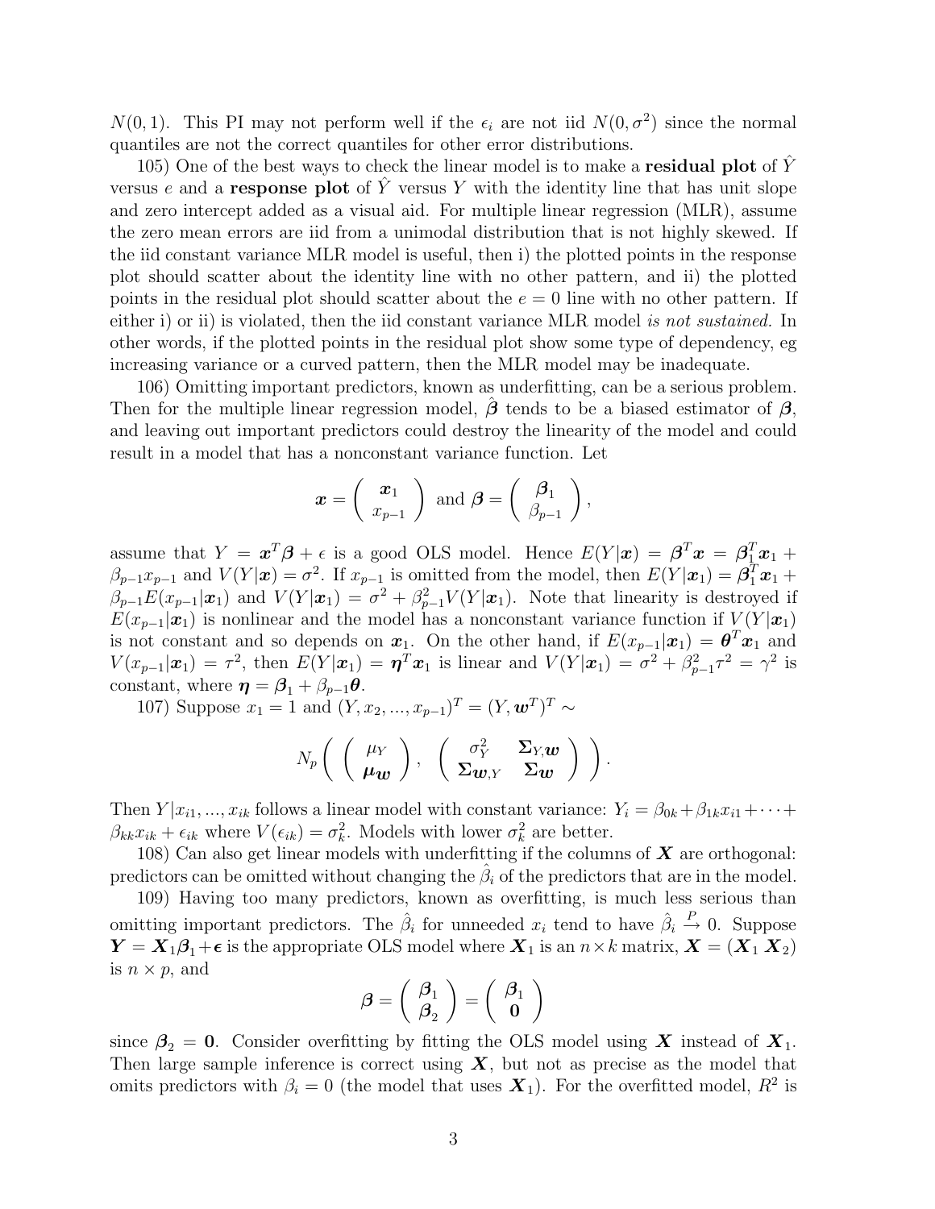$N(0,1)$. This PI may not perform well if the $\epsilon_i$ are not iid $N(0,\sigma^2)$ since the normal quantiles are not the correct quantiles for other error distributions.

105) One of the best ways to check the linear model is to make a **residual plot** of $\hat{Y}$ versus $e$ and a **response plot** of $\hat{Y}$ versus $Y$ with the identity line that has unit slope and zero intercept added as a visual aid. For multiple linear regression (MLR), assume the zero mean errors are iid from a unimodal distribution that is not highly skewed. If the iid constant variance MLR model is useful, then i) the plotted points in the response plot should scatter about the identity line with no other pattern, and ii) the plotted points in the residual plot should scatter about the $e = 0$ line with no other pattern. If either i) or ii) is violated, then the iid constant variance MLR model *is not sustained.* In other words, if the plotted points in the residual plot show some type of dependency, eg increasing variance or a curved pattern, then the MLR model may be inadequate.

106) Omitting important predictors, known as underfitting, can be a serious problem. Then for the multiple linear regression model, $\hat{\boldsymbol{\beta}}$ tends to be a biased estimator of $\boldsymbol{\beta}$, and leaving out important predictors could destroy the linearity of the model and could result in a model that has a nonconstant variance function. Let

$$\boldsymbol{x} = \begin{pmatrix} \boldsymbol{x}_1 \\ x_{p-1} \end{pmatrix} \text{ and } \boldsymbol{\beta} = \begin{pmatrix} \boldsymbol{\beta}_1 \\ \beta_{p-1} \end{pmatrix},$$

assume that $Y = \boldsymbol{x}^T\boldsymbol{\beta} + \epsilon$ is a good OLS model. Hence $E(Y|\boldsymbol{x}) = \boldsymbol{\beta}^T\boldsymbol{x} = \boldsymbol{\beta}_1^T\boldsymbol{x}_1 + \beta_{p-1}x_{p-1}$ and $V(Y|\boldsymbol{x}) = \sigma^2$. If $x_{p-1}$ is omitted from the model, then $E(Y|\boldsymbol{x}_1) = \boldsymbol{\beta}_1^T\boldsymbol{x}_1 + \beta_{p-1}E(x_{p-1}|\boldsymbol{x}_1)$ and $V(Y|\boldsymbol{x}_1) = \sigma^2 + \beta_{p-1}^2 V(Y|\boldsymbol{x}_1)$. Note that linearity is destroyed if $E(x_{p-1}|\boldsymbol{x}_1)$ is nonlinear and the model has a nonconstant variance function if $V(Y|\boldsymbol{x}_1)$ is not constant and so depends on $\boldsymbol{x}_1$. On the other hand, if $E(x_{p-1}|\boldsymbol{x}_1) = \boldsymbol{\theta}^T\boldsymbol{x}_1$ and $V(x_{p-1}|\boldsymbol{x}_1) = \tau^2$, then $E(Y|\boldsymbol{x}_1) = \boldsymbol{\eta}^T\boldsymbol{x}_1$ is linear and $V(Y|\boldsymbol{x}_1) = \sigma^2 + \beta_{p-1}^2\tau^2 = \gamma^2$ is constant, where $\boldsymbol{\eta} = \boldsymbol{\beta}_1 + \beta_{p-1}\boldsymbol{\theta}$.

107) Suppose $x_1 = 1$ and $(Y, x_2, ..., x_{p-1})^T = (Y, \boldsymbol{w}^T)^T \sim$

$$N_p\left( \begin{pmatrix} \mu_Y \\ \boldsymbol{\mu}_{\boldsymbol{w}} \end{pmatrix}, \begin{pmatrix} \sigma_Y^2 & \boldsymbol{\Sigma}_{Y,\boldsymbol{w}} \\ \boldsymbol{\Sigma}_{\boldsymbol{w},Y} & \boldsymbol{\Sigma}_{\boldsymbol{w}} \end{pmatrix} \right).$$

Then $Y|x_{i1}, ..., x_{ik}$ follows a linear model with constant variance: $Y_i = \beta_{0k} + \beta_{1k}x_{i1} + \cdots + \beta_{kk}x_{ik} + \epsilon_{ik}$ where $V(\epsilon_{ik}) = \sigma_k^2$. Models with lower $\sigma_k^2$ are better.

108) Can also get linear models with underfitting if the columns of $\boldsymbol{X}$ are orthogonal: predictors can be omitted without changing the $\hat{\beta}_i$ of the predictors that are in the model.

109) Having too many predictors, known as overfitting, is much less serious than omitting important predictors. The $\hat{\beta}_i$ for unneeded $x_i$ tend to have $\hat{\beta}_i \xrightarrow{P} 0$. Suppose $\boldsymbol{Y} = \boldsymbol{X}_1\boldsymbol{\beta}_1 + \boldsymbol{\epsilon}$ is the appropriate OLS model where $\boldsymbol{X}_1$ is an $n \times k$ matrix, $\boldsymbol{X} = (\boldsymbol{X}_1 \; \boldsymbol{X}_2)$ is $n \times p$, and

$$\boldsymbol{\beta} = \begin{pmatrix} \boldsymbol{\beta}_1 \\ \boldsymbol{\beta}_2 \end{pmatrix} = \begin{pmatrix} \boldsymbol{\beta}_1 \\ \boldsymbol{0} \end{pmatrix}$$

since $\boldsymbol{\beta}_2 = \boldsymbol{0}$. Consider overfitting by fitting the OLS model using $\boldsymbol{X}$ instead of $\boldsymbol{X}_1$. Then large sample inference is correct using $\boldsymbol{X}$, but not as precise as the model that omits predictors with $\beta_i = 0$ (the model that uses $\boldsymbol{X}_1$). For the overfitted model, $R^2$ is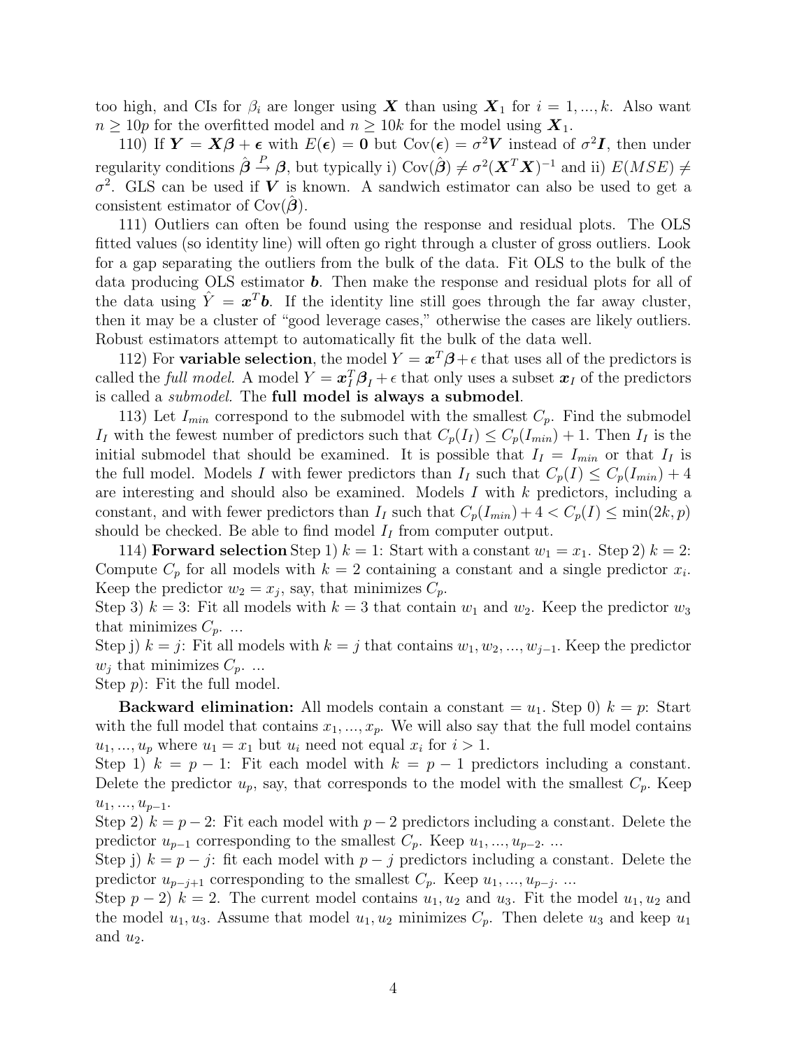too high, and CIs for $\beta_i$ are longer using $\boldsymbol{X}$ than using $\boldsymbol{X}_1$ for $i = 1, ..., k$. Also want $n \geq 10p$ for the overfitted model and $n \geq 10k$ for the model using $\boldsymbol{X}_1$.

110) If $\boldsymbol{Y} = \boldsymbol{X}\boldsymbol{\beta} + \boldsymbol{\epsilon}$ with $E(\boldsymbol{\epsilon}) = \boldsymbol{0}$ but $\text{Cov}(\boldsymbol{\epsilon}) = \sigma^2 \boldsymbol{V}$ instead of $\sigma^2 \boldsymbol{I}$, then under regularity conditions $\hat{\boldsymbol{\beta}} \xrightarrow{P} \boldsymbol{\beta}$, but typically i) $\text{Cov}(\hat{\boldsymbol{\beta}}) \neq \sigma^2(\boldsymbol{X}^T\boldsymbol{X})^{-1}$ and ii) $E(MSE) \neq \sigma^2$. GLS can be used if $\boldsymbol{V}$ is known. A sandwich estimator can also be used to get a consistent estimator of $\text{Cov}(\hat{\boldsymbol{\beta}})$.

111) Outliers can often be found using the response and residual plots. The OLS fitted values (so identity line) will often go right through a cluster of gross outliers. Look for a gap separating the outliers from the bulk of the data. Fit OLS to the bulk of the data producing OLS estimator $\boldsymbol{b}$. Then make the response and residual plots for all of the data using $\hat{Y} = \boldsymbol{x}^T\boldsymbol{b}$. If the identity line still goes through the far away cluster, then it may be a cluster of "good leverage cases," otherwise the cases are likely outliers. Robust estimators attempt to automatically fit the bulk of the data well.

112) For **variable selection**, the model $Y = \boldsymbol{x}^T\boldsymbol{\beta} + \epsilon$ that uses all of the predictors is called the *full model.* A model $Y = \boldsymbol{x}_I^T\boldsymbol{\beta}_I + \epsilon$ that only uses a subset $\boldsymbol{x}_I$ of the predictors is called a *submodel.* The **full model is always a submodel**.

113) Let $I_{min}$ correspond to the submodel with the smallest $C_p$. Find the submodel $I_I$ with the fewest number of predictors such that $C_p(I_I) \leq C_p(I_{min}) + 1$. Then $I_I$ is the initial submodel that should be examined. It is possible that $I_I = I_{min}$ or that $I_I$ is the full model. Models $I$ with fewer predictors than $I_I$ such that $C_p(I) \leq C_p(I_{min}) + 4$ are interesting and should also be examined. Models $I$ with $k$ predictors, including a constant, and with fewer predictors than $I_I$ such that $C_p(I_{min}) + 4 < C_p(I) \leq \min(2k, p)$ should be checked. Be able to find model $I_I$ from computer output.

114) **Forward selection** Step 1) $k = 1$: Start with a constant $w_1 = x_1$. Step 2) $k = 2$: Compute $C_p$ for all models with $k = 2$ containing a constant and a single predictor $x_i$. Keep the predictor $w_2 = x_j$, say, that minimizes $C_p$.
Step 3) $k = 3$: Fit all models with $k = 3$ that contain $w_1$ and $w_2$. Keep the predictor $w_3$ that minimizes $C_p$. ...
Step j) $k = j$: Fit all models with $k = j$ that contains $w_1, w_2, ..., w_{j-1}$. Keep the predictor $w_j$ that minimizes $C_p$. ...
Step $p$): Fit the full model.

**Backward elimination:** All models contain a constant $= u_1$. Step 0) $k = p$: Start with the full model that contains $x_1, ..., x_p$. We will also say that the full model contains $u_1, ..., u_p$ where $u_1 = x_1$ but $u_i$ need not equal $x_i$ for $i > 1$.
Step 1) $k = p - 1$: Fit each model with $k = p - 1$ predictors including a constant. Delete the predictor $u_p$, say, that corresponds to the model with the smallest $C_p$. Keep $u_1, ..., u_{p-1}$.
Step 2) $k = p - 2$: Fit each model with $p - 2$ predictors including a constant. Delete the predictor $u_{p-1}$ corresponding to the smallest $C_p$. Keep $u_1, ..., u_{p-2}$. ...
Step j) $k = p - j$: fit each model with $p - j$ predictors including a constant. Delete the predictor $u_{p-j+1}$ corresponding to the smallest $C_p$. Keep $u_1, ..., u_{p-j}$. ...
Step $p - 2$) $k = 2$. The current model contains $u_1, u_2$ and $u_3$. Fit the model $u_1, u_2$ and the model $u_1, u_3$. Assume that model $u_1, u_2$ minimizes $C_p$. Then delete $u_3$ and keep $u_1$ and $u_2$.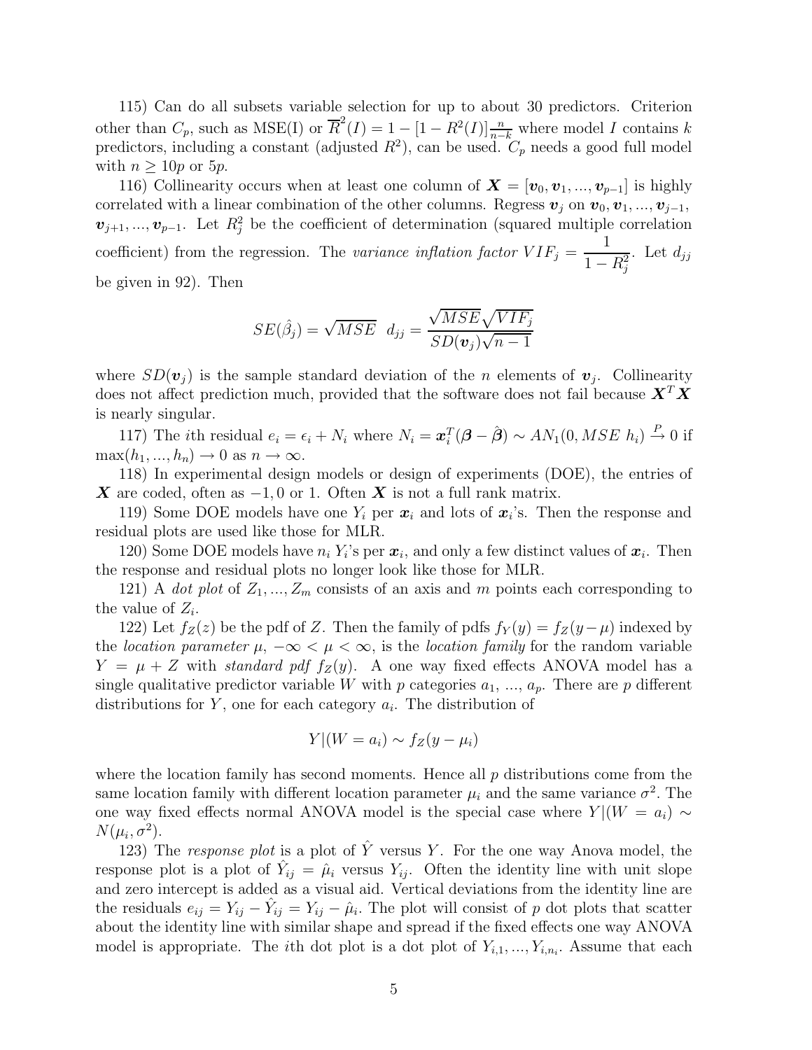115) Can do all subsets variable selection for up to about 30 predictors. Criterion other than $C_p$, such as MSE(I) or $\overline{R}^2(I) = 1 - [1 - R^2(I)]\frac{n}{n-k}$ where model $I$ contains $k$ predictors, including a constant (adjusted $R^2$), can be used. $C_p$ needs a good full model with $n \geq 10p$ or $5p$.

116) Collinearity occurs when at least one column of $\boldsymbol{X} = [\boldsymbol{v}_0, \boldsymbol{v}_1, ..., \boldsymbol{v}_{p-1}]$ is highly correlated with a linear combination of the other columns. Regress $\boldsymbol{v}_j$ on $\boldsymbol{v}_0, \boldsymbol{v}_1, ..., \boldsymbol{v}_{j-1}, \boldsymbol{v}_{j+1}, ..., \boldsymbol{v}_{p-1}$. Let $R_j^2$ be the coefficient of determination (squared multiple correlation coefficient) from the regression. The *variance inflation factor* $VIF_j = \dfrac{1}{1 - R_j^2}$. Let $d_{jj}$ be given in 92). Then

$$SE(\hat{\beta}_j) = \sqrt{MSE} \;\; d_{jj} = \frac{\sqrt{MSE}\sqrt{VIF_j}}{SD(\boldsymbol{v}_j)\sqrt{n-1}}$$

where $SD(\boldsymbol{v}_j)$ is the sample standard deviation of the $n$ elements of $\boldsymbol{v}_j$. Collinearity does not affect prediction much, provided that the software does not fail because $\boldsymbol{X}^T\boldsymbol{X}$ is nearly singular.

117) The $i$th residual $e_i = \epsilon_i + N_i$ where $N_i = \boldsymbol{x}_i^T(\boldsymbol{\beta} - \hat{\boldsymbol{\beta}}) \sim AN_1(0, MSE \; h_i) \xrightarrow{P} 0$ if $\max(h_1, ..., h_n) \to 0$ as $n \to \infty$.

118) In experimental design models or design of experiments (DOE), the entries of $\boldsymbol{X}$ are coded, often as $-1, 0$ or $1$. Often $\boldsymbol{X}$ is not a full rank matrix.

119) Some DOE models have one $Y_i$ per $\boldsymbol{x}_i$ and lots of $\boldsymbol{x}_i$'s. Then the response and residual plots are used like those for MLR.

120) Some DOE models have $n_i$ $Y_i$'s per $\boldsymbol{x}_i$, and only a few distinct values of $\boldsymbol{x}_i$. Then the response and residual plots no longer look like those for MLR.

121) A *dot plot* of $Z_1, ..., Z_m$ consists of an axis and $m$ points each corresponding to the value of $Z_i$.

122) Let $f_Z(z)$ be the pdf of $Z$. Then the family of pdfs $f_Y(y) = f_Z(y - \mu)$ indexed by the *location parameter* $\mu$, $-\infty < \mu < \infty$, is the *location family* for the random variable $Y = \mu + Z$ with *standard pdf* $f_Z(y)$. A one way fixed effects ANOVA model has a single qualitative predictor variable $W$ with $p$ categories $a_1$, ..., $a_p$. There are $p$ different distributions for $Y$, one for each category $a_i$. The distribution of

$$Y|(W = a_i) \sim f_Z(y - \mu_i)$$

where the location family has second moments. Hence all $p$ distributions come from the same location family with different location parameter $\mu_i$ and the same variance $\sigma^2$. The one way fixed effects normal ANOVA model is the special case where $Y|(W = a_i) \sim N(\mu_i, \sigma^2)$.

123) The *response plot* is a plot of $\hat{Y}$ versus $Y$. For the one way Anova model, the response plot is a plot of $\hat{Y}_{ij} = \hat{\mu}_i$ versus $Y_{ij}$. Often the identity line with unit slope and zero intercept is added as a visual aid. Vertical deviations from the identity line are the residuals $e_{ij} = Y_{ij} - \hat{Y}_{ij} = Y_{ij} - \hat{\mu}_i$. The plot will consist of $p$ dot plots that scatter about the identity line with similar shape and spread if the fixed effects one way ANOVA model is appropriate. The $i$th dot plot is a dot plot of $Y_{i,1}, ..., Y_{i,n_i}$. Assume that each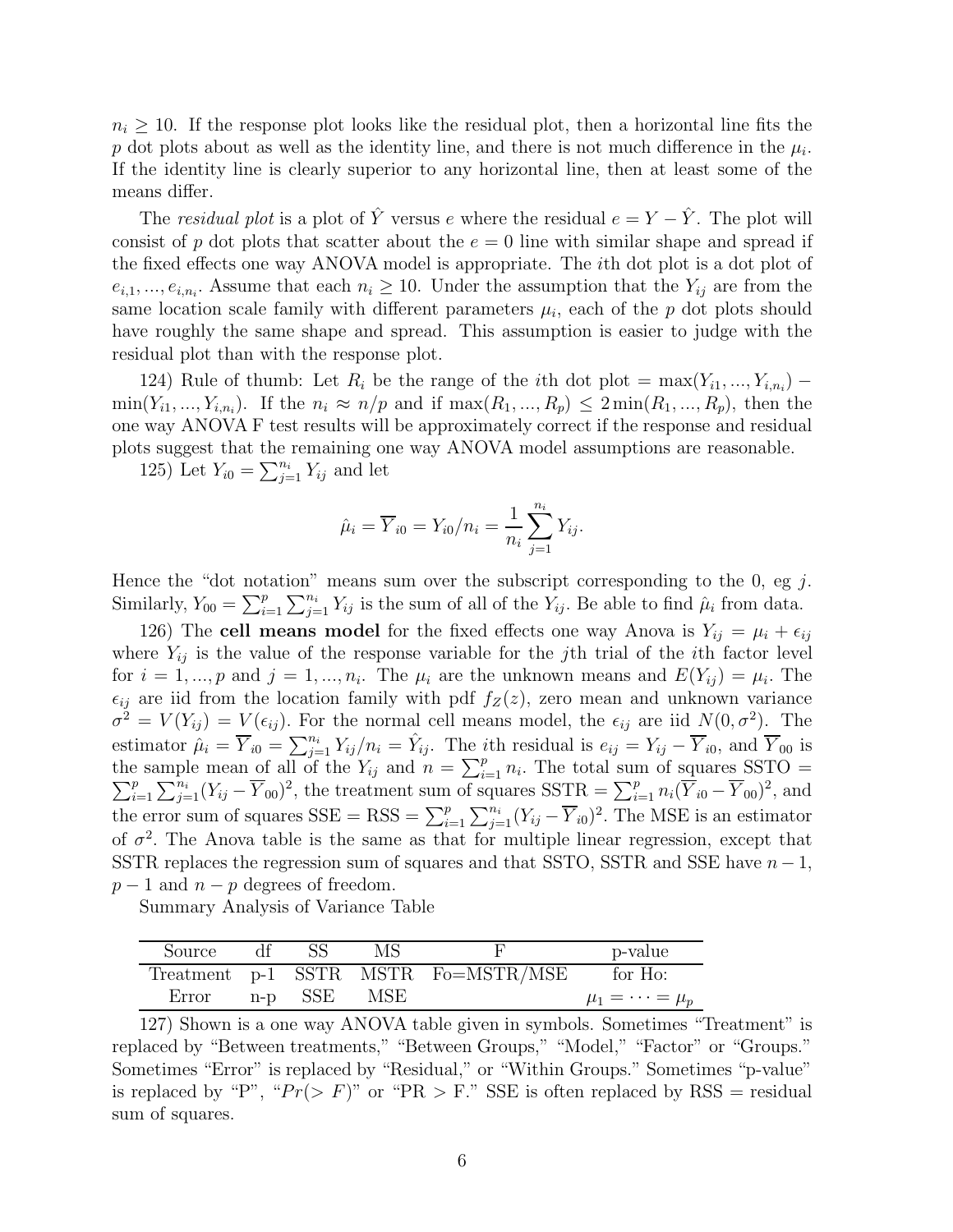$n_i \geq 10$. If the response plot looks like the residual plot, then a horizontal line fits the $p$ dot plots about as well as the identity line, and there is not much difference in the $\mu_i$. If the identity line is clearly superior to any horizontal line, then at least some of the means differ.

The *residual plot* is a plot of $\hat{Y}$ versus $e$ where the residual $e = Y - \hat{Y}$. The plot will consist of $p$ dot plots that scatter about the $e = 0$ line with similar shape and spread if the fixed effects one way ANOVA model is appropriate. The $i$th dot plot is a dot plot of $e_{i,1}, ..., e_{i,n_i}$. Assume that each $n_i \geq 10$. Under the assumption that the $Y_{ij}$ are from the same location scale family with different parameters $\mu_i$, each of the $p$ dot plots should have roughly the same shape and spread. This assumption is easier to judge with the residual plot than with the response plot.

124) Rule of thumb: Let $R_i$ be the range of the $i$th dot plot $= \max(Y_{i1}, ..., Y_{i,n_i}) - \min(Y_{i1}, ..., Y_{i,n_i})$. If the $n_i \approx n/p$ and if $\max(R_1, ..., R_p) \leq 2\min(R_1, ..., R_p)$, then the one way ANOVA F test results will be approximately correct if the response and residual plots suggest that the remaining one way ANOVA model assumptions are reasonable.

125) Let $Y_{i0} = \sum_{j=1}^{n_i} Y_{ij}$ and let

$$\hat{\mu}_i = \overline{Y}_{i0} = Y_{i0}/n_i = \frac{1}{n_i}\sum_{j=1}^{n_i} Y_{ij}.$$

Hence the "dot notation" means sum over the subscript corresponding to the 0, eg $j$. Similarly, $Y_{00} = \sum_{i=1}^{p}\sum_{j=1}^{n_i} Y_{ij}$ is the sum of all of the $Y_{ij}$. Be able to find $\hat{\mu}_i$ from data.

126) The **cell means model** for the fixed effects one way Anova is $Y_{ij} = \mu_i + \epsilon_{ij}$ where $Y_{ij}$ is the value of the response variable for the $j$th trial of the $i$th factor level for $i = 1, ..., p$ and $j = 1, ..., n_i$. The $\mu_i$ are the unknown means and $E(Y_{ij}) = \mu_i$. The $\epsilon_{ij}$ are iid from the location family with pdf $f_Z(z)$, zero mean and unknown variance $\sigma^2 = V(Y_{ij}) = V(\epsilon_{ij})$. For the normal cell means model, the $\epsilon_{ij}$ are iid $N(0, \sigma^2)$. The estimator $\hat{\mu}_i = \overline{Y}_{i0} = \sum_{j=1}^{n_i} Y_{ij}/n_i = \hat{Y}_{ij}$. The $i$th residual is $e_{ij} = Y_{ij} - \overline{Y}_{i0}$, and $\overline{Y}_{00}$ is the sample mean of all of the $Y_{ij}$ and $n = \sum_{i=1}^{p} n_i$. The total sum of squares SSTO $= \sum_{i=1}^{p}\sum_{j=1}^{n_i}(Y_{ij} - \overline{Y}_{00})^2$, the treatment sum of squares SSTR $= \sum_{i=1}^{p} n_i(\overline{Y}_{i0} - \overline{Y}_{00})^2$, and the error sum of squares SSE = RSS $= \sum_{i=1}^{p}\sum_{j=1}^{n_i}(Y_{ij} - \overline{Y}_{i0})^2$. The MSE is an estimator of $\sigma^2$. The Anova table is the same as that for multiple linear regression, except that SSTR replaces the regression sum of squares and that SSTO, SSTR and SSE have $n-1$, $p-1$ and $n-p$ degrees of freedom.

Summary Analysis of Variance Table

| Source | df | SS | MS | F | p-value |
|---|---|---|---|---|---|
| Treatment | p-1 | SSTR | MSTR | Fo=MSTR/MSE | for Ho: |
| Error | n-p | SSE | MSE | | $\mu_1 = \cdots = \mu_p$ |

127) Shown is a one way ANOVA table given in symbols. Sometimes "Treatment" is replaced by "Between treatments," "Between Groups," "Model," "Factor" or "Groups." Sometimes "Error" is replaced by "Residual," or "Within Groups." Sometimes "p-value" is replaced by "P", "$Pr(> F)$" or "PR > F." SSE is often replaced by RSS = residual sum of squares.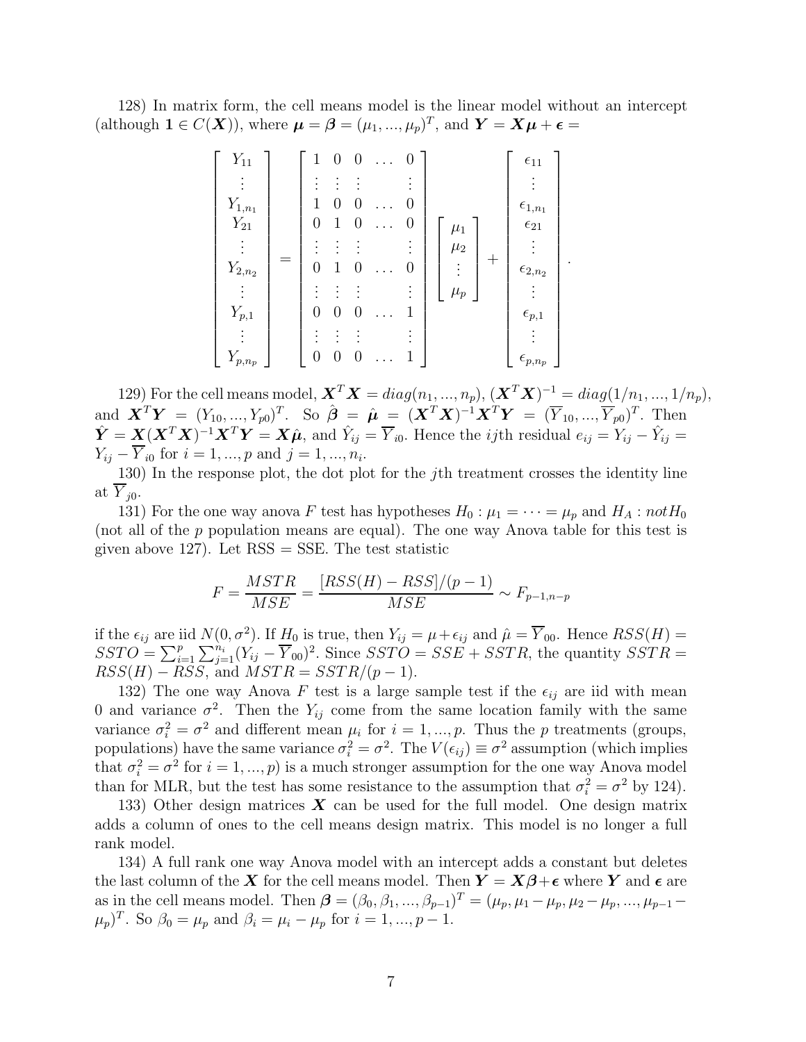128) In matrix form, the cell means model is the linear model without an intercept (although $\mathbf{1} \in C(\boldsymbol{X})$), where $\boldsymbol{\mu} = \boldsymbol{\beta} = (\mu_1, ..., \mu_p)^T$, and $\boldsymbol{Y} = \boldsymbol{X}\boldsymbol{\mu} + \boldsymbol{\epsilon} =$

$$\begin{bmatrix} Y_{11} \\ \vdots \\ Y_{1,n_1} \\ Y_{21} \\ \vdots \\ Y_{2,n_2} \\ \vdots \\ Y_{p,1} \\ \vdots \\ Y_{p,n_p} \end{bmatrix} = \begin{bmatrix} 1 & 0 & 0 & \dots & 0 \\ \vdots & \vdots & \vdots & & \vdots \\ 1 & 0 & 0 & \dots & 0 \\ 0 & 1 & 0 & \dots & 0 \\ \vdots & \vdots & \vdots & & \vdots \\ 0 & 1 & 0 & \dots & 0 \\ \vdots & \vdots & \vdots & & \vdots \\ 0 & 0 & 0 & \dots & 1 \\ \vdots & \vdots & \vdots & & \vdots \\ 0 & 0 & 0 & \dots & 1 \end{bmatrix} \begin{bmatrix} \mu_1 \\ \mu_2 \\ \vdots \\ \mu_p \end{bmatrix} + \begin{bmatrix} \epsilon_{11} \\ \vdots \\ \epsilon_{1,n_1} \\ \epsilon_{21} \\ \vdots \\ \epsilon_{2,n_2} \\ \vdots \\ \epsilon_{p,1} \\ \vdots \\ \epsilon_{p,n_p} \end{bmatrix}.$$

129) For the cell means model, $\boldsymbol{X}^T\boldsymbol{X} = diag(n_1, ..., n_p)$, $(\boldsymbol{X}^T\boldsymbol{X})^{-1} = diag(1/n_1, ..., 1/n_p)$, and $\boldsymbol{X}^T\boldsymbol{Y} = (Y_{10}, ..., Y_{p0})^T$. So $\hat{\boldsymbol{\beta}} = \hat{\boldsymbol{\mu}} = (\boldsymbol{X}^T\boldsymbol{X})^{-1}\boldsymbol{X}^T\boldsymbol{Y} = (\overline{Y}_{10}, ..., \overline{Y}_{p0})^T$. Then $\hat{\boldsymbol{Y}} = \boldsymbol{X}(\boldsymbol{X}^T\boldsymbol{X})^{-1}\boldsymbol{X}^T\boldsymbol{Y} = \boldsymbol{X}\hat{\boldsymbol{\mu}}$, and $\hat{Y}_{ij} = \overline{Y}_{i0}$. Hence the $ij$th residual $e_{ij} = Y_{ij} - \hat{Y}_{ij} = Y_{ij} - \overline{Y}_{i0}$ for $i = 1, ..., p$ and $j = 1, ..., n_i$.

130) In the response plot, the dot plot for the $j$th treatment crosses the identity line at $\overline{Y}_{j0}$.

131) For the one way anova $F$ test has hypotheses $H_0 : \mu_1 = \cdots = \mu_p$ and $H_A : not H_0$ (not all of the $p$ population means are equal). The one way Anova table for this test is given above 127). Let RSS = SSE. The test statistic

$$F = \frac{MSTR}{MSE} = \frac{[RSS(H) - RSS]/(p-1)}{MSE} \sim F_{p-1,n-p}$$

if the $\epsilon_{ij}$ are iid $N(0, \sigma^2)$. If $H_0$ is true, then $Y_{ij} = \mu + \epsilon_{ij}$ and $\hat{\mu} = \overline{Y}_{00}$. Hence $RSS(H) = SSTO = \sum_{i=1}^{p}\sum_{j=1}^{n_i}(Y_{ij} - \overline{Y}_{00})^2$. Since $SSTO = SSE + SSTR$, the quantity $SSTR = RSS(H) - RSS$, and $MSTR = SSTR/(p-1)$.

132) The one way Anova $F$ test is a large sample test if the $\epsilon_{ij}$ are iid with mean 0 and variance $\sigma^2$. Then the $Y_{ij}$ come from the same location family with the same variance $\sigma_i^2 = \sigma^2$ and different mean $\mu_i$ for $i = 1, ..., p$. Thus the $p$ treatments (groups, populations) have the same variance $\sigma_i^2 = \sigma^2$. The $V(\epsilon_{ij}) \equiv \sigma^2$ assumption (which implies that $\sigma_i^2 = \sigma^2$ for $i = 1, ..., p$) is a much stronger assumption for the one way Anova model than for MLR, but the test has some resistance to the assumption that $\sigma_i^2 = \sigma^2$ by 124).

133) Other design matrices $\boldsymbol{X}$ can be used for the full model. One design matrix adds a column of ones to the cell means design matrix. This model is no longer a full rank model.

134) A full rank one way Anova model with an intercept adds a constant but deletes the last column of the $\boldsymbol{X}$ for the cell means model. Then $\boldsymbol{Y} = \boldsymbol{X}\boldsymbol{\beta} + \boldsymbol{\epsilon}$ where $\boldsymbol{Y}$ and $\boldsymbol{\epsilon}$ are as in the cell means model. Then $\boldsymbol{\beta} = (\beta_0, \beta_1, ..., \beta_{p-1})^T = (\mu_p, \mu_1 - \mu_p, \mu_2 - \mu_p, ..., \mu_{p-1} - \mu_p)^T$. So $\beta_0 = \mu_p$ and $\beta_i = \mu_i - \mu_p$ for $i = 1, ..., p-1$.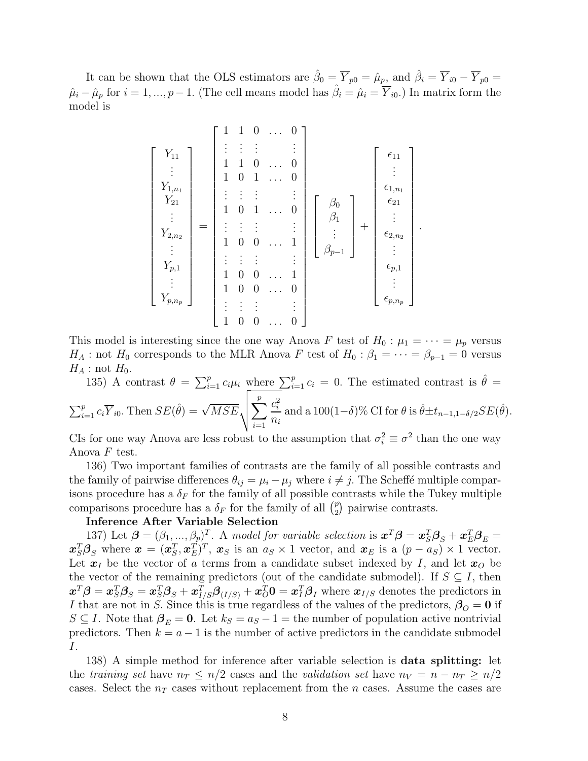It can be shown that the OLS estimators are $\hat{\beta}_0 = \overline{Y}_{p0} = \hat{\mu}_p$, and $\hat{\beta}_i = \overline{Y}_{i0} - \overline{Y}_{p0} = \hat{\mu}_i - \hat{\mu}_p$ for $i = 1, ..., p-1$. (The cell means model has $\hat{\beta}_i = \hat{\mu}_i = \overline{Y}_{i0}$.) In matrix form the model is

$$
\begin{bmatrix} Y_{11} \\ \vdots \\ Y_{1,n_1} \\ Y_{21} \\ \vdots \\ Y_{2,n_2} \\ \vdots \\ Y_{p,1} \\ \vdots \\ Y_{p,n_p} \end{bmatrix} = \begin{bmatrix} 1 & 1 & 0 & \dots & 0 \\ \vdots & \vdots & \vdots & & \vdots \\ 1 & 1 & 0 & \dots & 0 \\ 1 & 0 & 1 & \dots & 0 \\ \vdots & \vdots & \vdots & & \vdots \\ 1 & 0 & 1 & \dots & 0 \\ \vdots & \vdots & \vdots & & \vdots \\ 1 & 0 & 0 & \dots & 1 \\ \vdots & \vdots & \vdots & & \vdots \\ 1 & 0 & 0 & \dots & 1 \\ 1 & 0 & 0 & \dots & 0 \\ \vdots & \vdots & \vdots & & \vdots \\ 1 & 0 & 0 & \dots & 0 \end{bmatrix} \begin{bmatrix} \beta_0 \\ \beta_1 \\ \vdots \\ \beta_{p-1} \end{bmatrix} + \begin{bmatrix} \epsilon_{11} \\ \vdots \\ \epsilon_{1,n_1} \\ \epsilon_{21} \\ \vdots \\ \epsilon_{2,n_2} \\ \vdots \\ \epsilon_{p,1} \\ \vdots \\ \epsilon_{p,n_p} \end{bmatrix}.
$$

This model is interesting since the one way Anova $F$ test of $H_0 : \mu_1 = \cdots = \mu_p$ versus $H_A$ : not $H_0$ corresponds to the MLR Anova $F$ test of $H_0 : \beta_1 = \cdots = \beta_{p-1} = 0$ versus $H_A$ : not $H_0$.

135) A contrast $\theta = \sum_{i=1}^p c_i \mu_i$ where $\sum_{i=1}^p c_i = 0$. The estimated contrast is $\hat{\theta} = \sum_{i=1}^p c_i \overline{Y}_{i0}$. Then $SE(\hat{\theta}) = \sqrt{MSE} \sqrt{\sum_{i=1}^p \frac{c_i^2}{n_i}}$ and a $100(1-\delta)$% CI for $\theta$ is $\hat{\theta} \pm t_{n-1,1-\delta/2} SE(\hat{\theta})$. CIs for one way Anova are less robust to the assumption that $\sigma_i^2 \equiv \sigma^2$ than the one way Anova $F$ test.

136) Two important families of contrasts are the family of all possible contrasts and the family of pairwise differences $\theta_{ij} = \mu_i - \mu_j$ where $i \neq j$. The Scheffé multiple comparisons procedure has a $\delta_F$ for the family of all possible contrasts while the Tukey multiple comparisons procedure has a $\delta_F$ for the family of all $\binom{p}{2}$ pairwise contrasts.

**Inference After Variable Selection**

137) Let $\boldsymbol{\beta} = (\beta_1, ..., \beta_p)^T$. A *model for variable selection* is $\boldsymbol{x}^T\boldsymbol{\beta} = \boldsymbol{x}_S^T\boldsymbol{\beta}_S + \boldsymbol{x}_E^T\boldsymbol{\beta}_E = \boldsymbol{x}_S^T\boldsymbol{\beta}_S$ where $\boldsymbol{x} = (\boldsymbol{x}_S^T, \boldsymbol{x}_E^T)^T$, $\boldsymbol{x}_S$ is an $a_S \times 1$ vector, and $\boldsymbol{x}_E$ is a $(p - a_S) \times 1$ vector. Let $\boldsymbol{x}_I$ be the vector of $a$ terms from a candidate subset indexed by $I$, and let $\boldsymbol{x}_O$ be the vector of the remaining predictors (out of the candidate submodel). If $S \subseteq I$, then $\boldsymbol{x}^T\boldsymbol{\beta} = \boldsymbol{x}_S^T\boldsymbol{\beta}_S = \boldsymbol{x}_S^T\boldsymbol{\beta}_S + \boldsymbol{x}_{I/S}^T\boldsymbol{\beta}_{(I/S)} + \boldsymbol{x}_O^T\boldsymbol{0} = \boldsymbol{x}_I^T\boldsymbol{\beta}_I$ where $\boldsymbol{x}_{I/S}$ denotes the predictors in $I$ that are not in $S$. Since this is true regardless of the values of the predictors, $\boldsymbol{\beta}_O = \boldsymbol{0}$ if $S \subseteq I$. Note that $\boldsymbol{\beta}_E = \boldsymbol{0}$. Let $k_S = a_S - 1 =$ the number of population active nontrivial predictors. Then $k = a - 1$ is the number of active predictors in the candidate submodel $I$.

138) A simple method for inference after variable selection is **data splitting:** let the *training set* have $n_T \leq n/2$ cases and the *validation set* have $n_V = n - n_T \geq n/2$ cases. Select the $n_T$ cases without replacement from the $n$ cases. Assume the cases are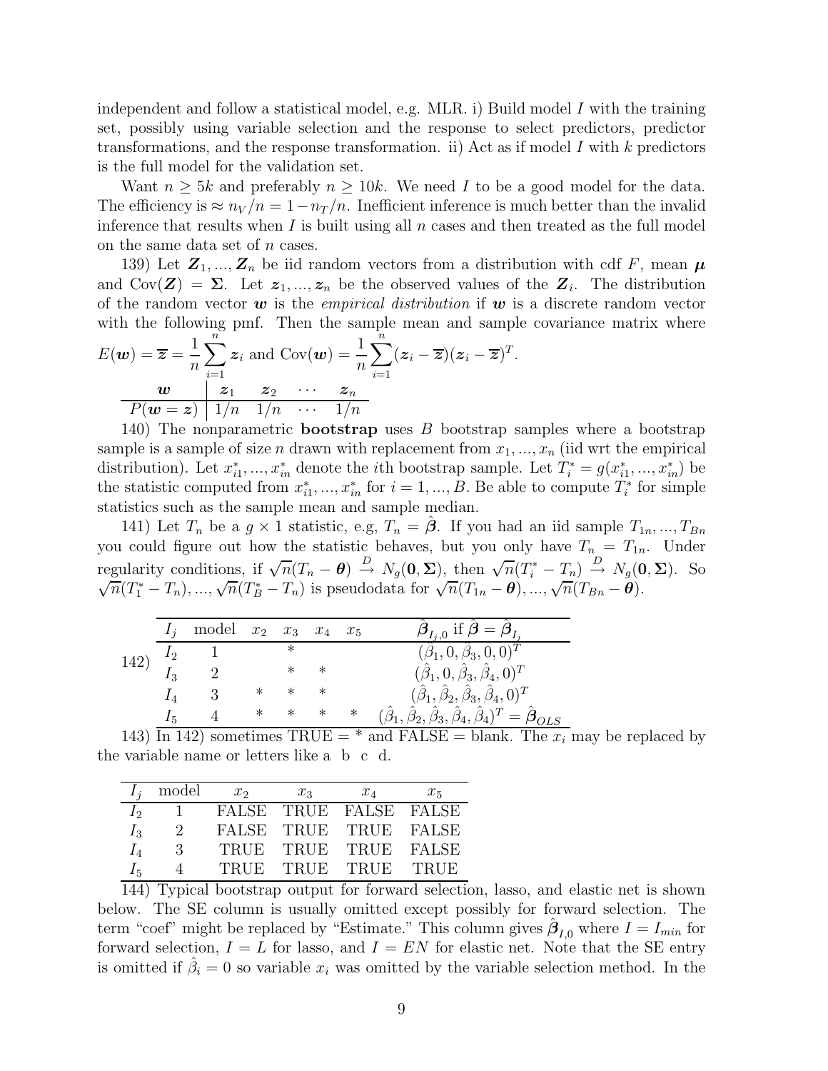independent and follow a statistical model, e.g. MLR. i) Build model $I$ with the training set, possibly using variable selection and the response to select predictors, predictor transformations, and the response transformation. ii) Act as if model $I$ with $k$ predictors is the full model for the validation set.

Want $n \geq 5k$ and preferably $n \geq 10k$. We need $I$ to be a good model for the data. The efficiency is $\approx n_V/n = 1 - n_T/n$. Inefficient inference is much better than the invalid inference that results when $I$ is built using all $n$ cases and then treated as the full model on the same data set of $n$ cases.

139) Let $\boldsymbol{Z}_1, ..., \boldsymbol{Z}_n$ be iid random vectors from a distribution with cdf $F$, mean $\boldsymbol{\mu}$ and $\text{Cov}(\boldsymbol{Z}) = \boldsymbol{\Sigma}$. Let $\boldsymbol{z}_1, ..., \boldsymbol{z}_n$ be the observed values of the $\boldsymbol{Z}_i$. The distribution of the random vector $\boldsymbol{w}$ is the *empirical distribution* if $\boldsymbol{w}$ is a discrete random vector with the following pmf. Then the sample mean and sample covariance matrix where $E(\boldsymbol{w}) = \overline{\boldsymbol{z}} = \frac{1}{n}\sum_{i=1}^{n} \boldsymbol{z}_i$ and $\text{Cov}(\boldsymbol{w}) = \frac{1}{n}\sum_{i=1}^{n}(\boldsymbol{z}_i - \overline{\boldsymbol{z}})(\boldsymbol{z}_i - \overline{\boldsymbol{z}})^T$.

| $\boldsymbol{w}$ | $\boldsymbol{z}_1$ | $\boldsymbol{z}_2$ | $\cdots$ | $\boldsymbol{z}_n$ |
|---|---|---|---|---|
| $P(\boldsymbol{w} = \boldsymbol{z})$ | $1/n$ | $1/n$ | $\cdots$ | $1/n$ |

140) The nonparametric **bootstrap** uses $B$ bootstrap samples where a bootstrap sample is a sample of size $n$ drawn with replacement from $x_1, ..., x_n$ (iid wrt the empirical distribution). Let $x_{i1}^*, ..., x_{in}^*$ denote the $i$th bootstrap sample. Let $T_i^* = g(x_{i1}^*, ..., x_{in}^*)$ be the statistic computed from $x_{i1}^*, ..., x_{in}^*$ for $i = 1, ..., B$. Be able to compute $T_i^*$ for simple statistics such as the sample mean and sample median.

141) Let $T_n$ be a $g \times 1$ statistic, e.g, $T_n = \hat{\boldsymbol{\beta}}$. If you had an iid sample $T_{1n}, ..., T_{Bn}$ you could figure out how the statistic behaves, but you only have $T_n = T_{1n}$. Under regularity conditions, if $\sqrt{n}(T_n - \boldsymbol{\theta}) \xrightarrow{D} N_g(\boldsymbol{0}, \boldsymbol{\Sigma})$, then $\sqrt{n}(T_i^* - T_n) \xrightarrow{D} N_g(\boldsymbol{0}, \boldsymbol{\Sigma})$. So $\sqrt{n}(T_1^* - T_n), ..., \sqrt{n}(T_B^* - T_n)$ is pseudodata for $\sqrt{n}(T_{1n} - \boldsymbol{\theta}), ..., \sqrt{n}(T_{Bn} - \boldsymbol{\theta})$.

142)

| $I_j$ | model | $x_2$ | $x_3$ | $x_4$ | $x_5$ | $\hat{\boldsymbol{\beta}}_{I_j,0}$ if $\hat{\boldsymbol{\beta}} = \hat{\boldsymbol{\beta}}_{I_j}$ |
|---|---|---|---|---|---|---|
| $I_2$ | 1 | | * | | | $(\hat{\beta}_1, 0, \hat{\beta}_3, 0, 0)^T$ |
| $I_3$ | 2 | | * | * | | $(\hat{\beta}_1, 0, \hat{\beta}_3, \hat{\beta}_4, 0)^T$ |
| $I_4$ | 3 | * | * | * | | $(\hat{\beta}_1, \hat{\beta}_2, \hat{\beta}_3, \hat{\beta}_4, 0)^T$ |
| $I_5$ | 4 | * | * | * | * | $(\hat{\beta}_1, \hat{\beta}_2, \hat{\beta}_3, \hat{\beta}_4, \hat{\beta}_4)^T = \hat{\boldsymbol{\beta}}_{OLS}$ |

143) In 142) sometimes TRUE = * and FALSE = blank. The $x_i$ may be replaced by the variable name or letters like a b c d.

| $I_j$ | model | $x_2$ | $x_3$ | $x_4$ | $x_5$ |
|---|---|---|---|---|---|
| $I_2$ | 1 | FALSE | TRUE | FALSE | FALSE |
| $I_3$ | 2 | FALSE | TRUE | TRUE | FALSE |
| $I_4$ | 3 | TRUE | TRUE | TRUE | FALSE |
| $I_5$ | 4 | TRUE | TRUE | TRUE | TRUE |

144) Typical bootstrap output for forward selection, lasso, and elastic net is shown below. The SE column is usually omitted except possibly for forward selection. The term "coef" might be replaced by "Estimate." This column gives $\hat{\boldsymbol{\beta}}_{I,0}$ where $I = I_{min}$ for forward selection, $I = L$ for lasso, and $I = EN$ for elastic net. Note that the SE entry is omitted if $\hat{\beta}_i = 0$ so variable $x_i$ was omitted by the variable selection method. In the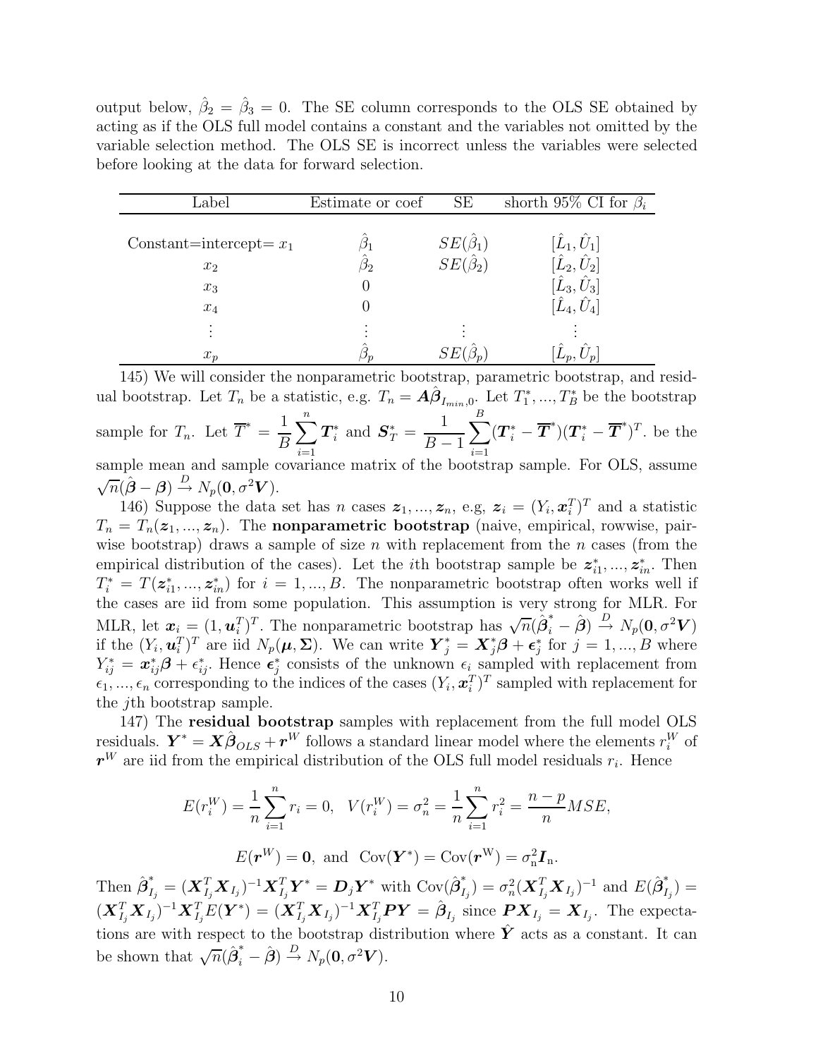output below, $\hat{\beta}_2 = \hat{\beta}_3 = 0$. The SE column corresponds to the OLS SE obtained by acting as if the OLS full model contains a constant and the variables not omitted by the variable selection method. The OLS SE is incorrect unless the variables were selected before looking at the data for forward selection.

| Label | Estimate or coef | SE | shorth 95% CI for $\beta_i$ |
|---|---|---|---|
| Constant=intercept= $x_1$ | $\hat{\beta}_1$ | $SE(\hat{\beta}_1)$ | $[\hat{L}_1, \hat{U}_1]$ |
| $x_2$ | $\hat{\beta}_2$ | $SE(\hat{\beta}_2)$ | $[\hat{L}_2, \hat{U}_2]$ |
| $x_3$ | 0 | | $[\hat{L}_3, \hat{U}_3]$ |
| $x_4$ | 0 | | $[\hat{L}_4, \hat{U}_4]$ |
| $\vdots$ | $\vdots$ | $\vdots$ | $\vdots$ |
| $x_p$ | $\hat{\beta}_p$ | $SE(\hat{\beta}_p)$ | $[\hat{L}_p, \hat{U}_p]$ |

145) We will consider the nonparametric bootstrap, parametric bootstrap, and residual bootstrap. Let $T_n$ be a statistic, e.g. $T_n = \boldsymbol{A}\hat{\boldsymbol{\beta}}_{I_{min},0}$. Let $T_1^*, ..., T_B^*$ be the bootstrap sample for $T_n$. Let $\overline{\boldsymbol{T}}^* = \frac{1}{B}\sum_{i=1}^n \boldsymbol{T}_i^*$ and $\boldsymbol{S}_T^* = \frac{1}{B-1}\sum_{i=1}^B (\boldsymbol{T}_i^* - \overline{\boldsymbol{T}}^*)(\boldsymbol{T}_i^* - \overline{\boldsymbol{T}}^*)^T$. be the sample mean and sample covariance matrix of the bootstrap sample. For OLS, assume $\sqrt{n}(\hat{\boldsymbol{\beta}} - \boldsymbol{\beta}) \xrightarrow{D} N_p(\boldsymbol{0}, \sigma^2 \boldsymbol{V})$.

146) Suppose the data set has $n$ cases $\boldsymbol{z}_1, ..., \boldsymbol{z}_n$, e.g, $\boldsymbol{z}_i = (Y_i, \boldsymbol{x}_i^T)^T$ and a statistic $T_n = T_n(\boldsymbol{z}_1, ..., \boldsymbol{z}_n)$. The **nonparametric bootstrap** (naive, empirical, rowwise, pairwise bootstrap) draws a sample of size $n$ with replacement from the $n$ cases (from the empirical distribution of the cases). Let the $i$th bootstrap sample be $\boldsymbol{z}_{i1}^*, ..., \boldsymbol{z}_{in}^*$. Then $T_i^* = T(\boldsymbol{z}_{i1}^*, ..., \boldsymbol{z}_{in}^*)$ for $i = 1, ..., B$. The nonparametric bootstrap often works well if the cases are iid from some population. This assumption is very strong for MLR. For MLR, let $\boldsymbol{x}_i = (1, \boldsymbol{u}_i^T)^T$. The nonparametric bootstrap has $\sqrt{n}(\hat{\boldsymbol{\beta}}_i^* - \hat{\boldsymbol{\beta}}) \xrightarrow{D} N_p(\boldsymbol{0}, \sigma^2 \boldsymbol{V})$ if the $(Y_i, \boldsymbol{u}_i^T)^T$ are iid $N_p(\boldsymbol{\mu}, \boldsymbol{\Sigma})$. We can write $\boldsymbol{Y}_j^* = \boldsymbol{X}_j^* \boldsymbol{\beta} + \boldsymbol{\epsilon}_j^*$ for $j = 1, ..., B$ where $Y_{ij}^* = \boldsymbol{x}_{ij}^* \boldsymbol{\beta} + \epsilon_{ij}^*$. Hence $\boldsymbol{\epsilon}_j^*$ consists of the unknown $\epsilon_i$ sampled with replacement from $\epsilon_1, ..., \epsilon_n$ corresponding to the indices of the cases $(Y_i, \boldsymbol{x}_i^T)^T$ sampled with replacement for the $j$th bootstrap sample.

147) The **residual bootstrap** samples with replacement from the full model OLS residuals. $\boldsymbol{Y}^* = \boldsymbol{X}\hat{\boldsymbol{\beta}}_{OLS} + \boldsymbol{r}^W$ follows a standard linear model where the elements $r_i^W$ of $\boldsymbol{r}^W$ are iid from the empirical distribution of the OLS full model residuals $r_i$. Hence

$$E(r_i^W) = \frac{1}{n}\sum_{i=1}^n r_i = 0, \quad V(r_i^W) = \sigma_n^2 = \frac{1}{n}\sum_{i=1}^n r_i^2 = \frac{n-p}{n} MSE,$$

$$E(\boldsymbol{r}^W) = \boldsymbol{0}, \text{ and } \operatorname{Cov}(\boldsymbol{Y}^*) = \operatorname{Cov}(\boldsymbol{r}^W) = \sigma_n^2 \boldsymbol{I}_n.$$

Then $\hat{\boldsymbol{\beta}}_{I_j}^* = (\boldsymbol{X}_{I_j}^T \boldsymbol{X}_{I_j})^{-1} \boldsymbol{X}_{I_j}^T \boldsymbol{Y}^* = \boldsymbol{D}_j \boldsymbol{Y}^*$ with $\operatorname{Cov}(\hat{\boldsymbol{\beta}}_{I_j}^*) = \sigma_n^2 (\boldsymbol{X}_{I_j}^T \boldsymbol{X}_{I_j})^{-1}$ and $E(\hat{\boldsymbol{\beta}}_{I_j}^*) = (\boldsymbol{X}_{I_j}^T \boldsymbol{X}_{I_j})^{-1} \boldsymbol{X}_{I_j}^T E(\boldsymbol{Y}^*) = (\boldsymbol{X}_{I_j}^T \boldsymbol{X}_{I_j})^{-1} \boldsymbol{X}_{I_j}^T \boldsymbol{P}\boldsymbol{Y} = \hat{\boldsymbol{\beta}}_{I_j}$ since $\boldsymbol{P}\boldsymbol{X}_{I_j} = \boldsymbol{X}_{I_j}$. The expectations are with respect to the bootstrap distribution where $\hat{\boldsymbol{Y}}$ acts as a constant. It can be shown that $\sqrt{n}(\hat{\boldsymbol{\beta}}_i^* - \hat{\boldsymbol{\beta}}) \xrightarrow{D} N_p(\boldsymbol{0}, \sigma^2 \boldsymbol{V})$.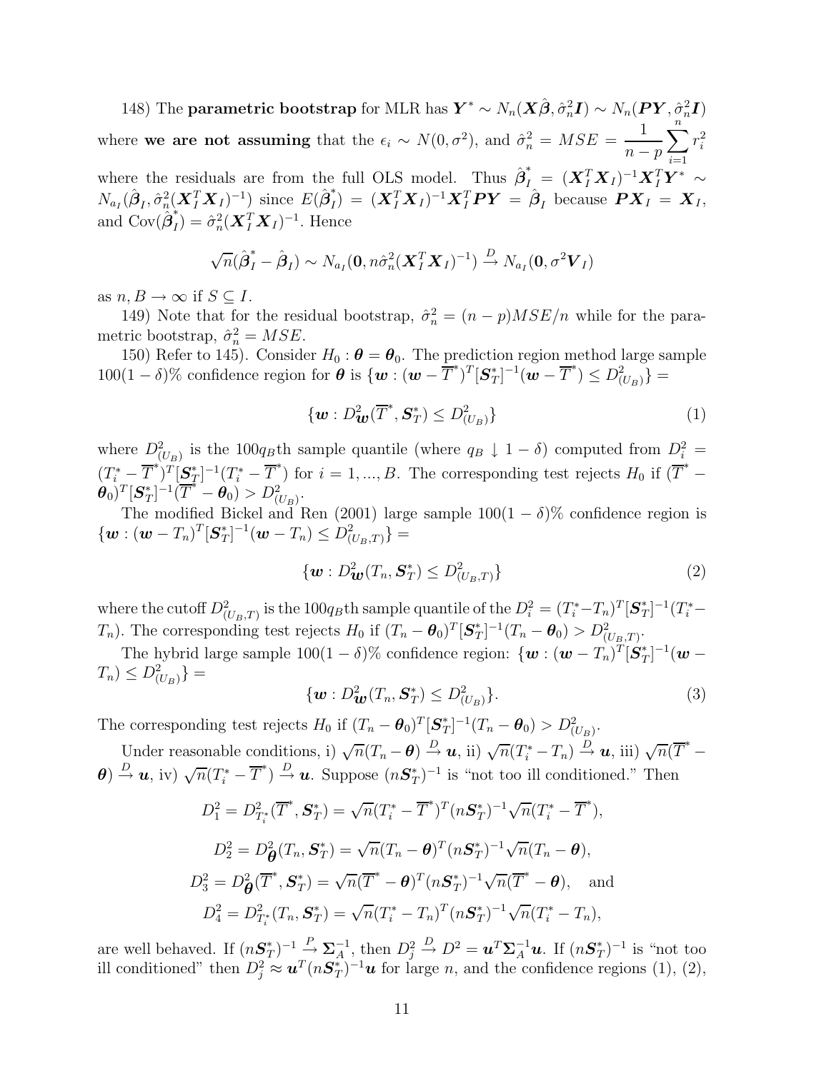148) The **parametric bootstrap** for MLR has $\boldsymbol{Y}^* \sim N_n(\boldsymbol{X}\hat{\boldsymbol{\beta}}, \hat{\sigma}_n^2 \boldsymbol{I}) \sim N_n(\boldsymbol{PY}, \hat{\sigma}_n^2 \boldsymbol{I})$ where **we are not assuming** that the $\epsilon_i \sim N(0, \sigma^2)$, and $\hat{\sigma}_n^2 = MSE = \frac{1}{n-p}\sum_{i=1}^n r_i^2$ where the residuals are from the full OLS model. Thus $\hat{\boldsymbol{\beta}}_I^* = (\boldsymbol{X}_I^T \boldsymbol{X}_I)^{-1} \boldsymbol{X}_I^T \boldsymbol{Y}^* \sim N_{a_I}(\hat{\boldsymbol{\beta}}_I, \hat{\sigma}_n^2 (\boldsymbol{X}_I^T \boldsymbol{X}_I)^{-1})$ since $E(\hat{\boldsymbol{\beta}}_I^*) = (\boldsymbol{X}_I^T \boldsymbol{X}_I)^{-1} \boldsymbol{X}_I^T \boldsymbol{PY} = \hat{\boldsymbol{\beta}}_I$ because $\boldsymbol{PX}_I = \boldsymbol{X}_I$, and $\text{Cov}(\hat{\boldsymbol{\beta}}_I^*) = \hat{\sigma}_n^2 (\boldsymbol{X}_I^T \boldsymbol{X}_I)^{-1}$. Hence

$$\sqrt{n}(\hat{\boldsymbol{\beta}}_I^* - \hat{\boldsymbol{\beta}}_I) \sim N_{a_I}(\boldsymbol{0}, n\hat{\sigma}_n^2 (\boldsymbol{X}_I^T \boldsymbol{X}_I)^{-1}) \xrightarrow{D} N_{a_I}(\boldsymbol{0}, \sigma^2 \boldsymbol{V}_I)$$

as $n, B \to \infty$ if $S \subseteq I$.

149) Note that for the residual bootstrap, $\hat{\sigma}_n^2 = (n-p)MSE/n$ while for the parametric bootstrap, $\hat{\sigma}_n^2 = MSE$.

150) Refer to 145). Consider $H_0 : \boldsymbol{\theta} = \boldsymbol{\theta}_0$. The prediction region method large sample $100(1-\delta)\%$ confidence region for $\boldsymbol{\theta}$ is $\{\boldsymbol{w} : (\boldsymbol{w} - \overline{T}^*)^T [\boldsymbol{S}_T^*]^{-1} (\boldsymbol{w} - \overline{T}^*) \le D_{(U_B)}^2\} =$

$$\{\boldsymbol{w} : D_{\boldsymbol{w}}^2(\overline{T}^*, \boldsymbol{S}_T^*) \le D_{(U_B)}^2\} \tag{1}$$

where $D_{(U_B)}^2$ is the $100q_B$th sample quantile (where $q_B \downarrow 1-\delta$) computed from $D_i^2 = (T_i^* - \overline{T}^*)^T [\boldsymbol{S}_T^*]^{-1} (T_i^* - \overline{T}^*)$ for $i = 1, ..., B$. The corresponding test rejects $H_0$ if $(\overline{T}^* - \boldsymbol{\theta}_0)^T [\boldsymbol{S}_T^*]^{-1} (\overline{T}^* - \boldsymbol{\theta}_0) > D_{(U_B)}^2$.

The modified Bickel and Ren (2001) large sample $100(1-\delta)\%$ confidence region is $\{\boldsymbol{w} : (\boldsymbol{w} - T_n)^T [\boldsymbol{S}_T^*]^{-1} (\boldsymbol{w} - T_n) \le D_{(U_B,T)}^2\} =$

$$\{\boldsymbol{w} : D_{\boldsymbol{w}}^2(T_n, \boldsymbol{S}_T^*) \le D_{(U_B,T)}^2\} \tag{2}$$

where the cutoff $D_{(U_B,T)}^2$ is the $100q_B$th sample quantile of the $D_i^2 = (T_i^* - T_n)^T [\boldsymbol{S}_T^*]^{-1} (T_i^* - T_n)$. The corresponding test rejects $H_0$ if $(T_n - \boldsymbol{\theta}_0)^T [\boldsymbol{S}_T^*]^{-1} (T_n - \boldsymbol{\theta}_0) > D_{(U_B,T)}^2$.

The hybrid large sample $100(1-\delta)\%$ confidence region: $\{\boldsymbol{w} : (\boldsymbol{w} - T_n)^T [\boldsymbol{S}_T^*]^{-1} (\boldsymbol{w} - T_n) \le D_{(U_B)}^2\} =$

$$\{\boldsymbol{w} : D_{\boldsymbol{w}}^2(T_n, \boldsymbol{S}_T^*) \le D_{(U_B)}^2\}. \tag{3}$$

The corresponding test rejects $H_0$ if $(T_n - \boldsymbol{\theta}_0)^T [\boldsymbol{S}_T^*]^{-1} (T_n - \boldsymbol{\theta}_0) > D_{(U_B)}^2$.

Under reasonable conditions, i) $\sqrt{n}(T_n - \boldsymbol{\theta}) \xrightarrow{D} \boldsymbol{u}$, ii) $\sqrt{n}(T_i^* - T_n) \xrightarrow{D} \boldsymbol{u}$, iii) $\sqrt{n}(\overline{T}^* - \boldsymbol{\theta}) \xrightarrow{D} \boldsymbol{u}$, iv) $\sqrt{n}(T_i^* - \overline{T}^*) \xrightarrow{D} \boldsymbol{u}$. Suppose $(n\boldsymbol{S}_T^*)^{-1}$ is "not too ill conditioned." Then

$$D_1^2 = D_{T_i^*}^2(\overline{T}^*, \boldsymbol{S}_T^*) = \sqrt{n}(T_i^* - \overline{T}^*)^T (n\boldsymbol{S}_T^*)^{-1} \sqrt{n}(T_i^* - \overline{T}^*),$$

$$D_2^2 = D_{\boldsymbol{\theta}}^2(T_n, \boldsymbol{S}_T^*) = \sqrt{n}(T_n - \boldsymbol{\theta})^T (n\boldsymbol{S}_T^*)^{-1} \sqrt{n}(T_n - \boldsymbol{\theta}),$$

$$D_3^2 = D_{\boldsymbol{\theta}}^2(\overline{T}^*, \boldsymbol{S}_T^*) = \sqrt{n}(\overline{T}^* - \boldsymbol{\theta})^T (n\boldsymbol{S}_T^*)^{-1} \sqrt{n}(\overline{T}^* - \boldsymbol{\theta}), \quad \text{and}$$

$$D_4^2 = D_{T_i^*}^2(T_n, \boldsymbol{S}_T^*) = \sqrt{n}(T_i^* - T_n)^T (n\boldsymbol{S}_T^*)^{-1} \sqrt{n}(T_i^* - T_n),$$

are well behaved. If $(n\boldsymbol{S}_T^*)^{-1} \xrightarrow{P} \boldsymbol{\Sigma}_A^{-1}$, then $D_j^2 \xrightarrow{D} D^2 = \boldsymbol{u}^T \boldsymbol{\Sigma}_A^{-1} \boldsymbol{u}$. If $(n\boldsymbol{S}_T^*)^{-1}$ is "not too ill conditioned" then $D_j^2 \approx \boldsymbol{u}^T (n\boldsymbol{S}_T^*)^{-1} \boldsymbol{u}$ for large $n$, and the confidence regions (1), (2),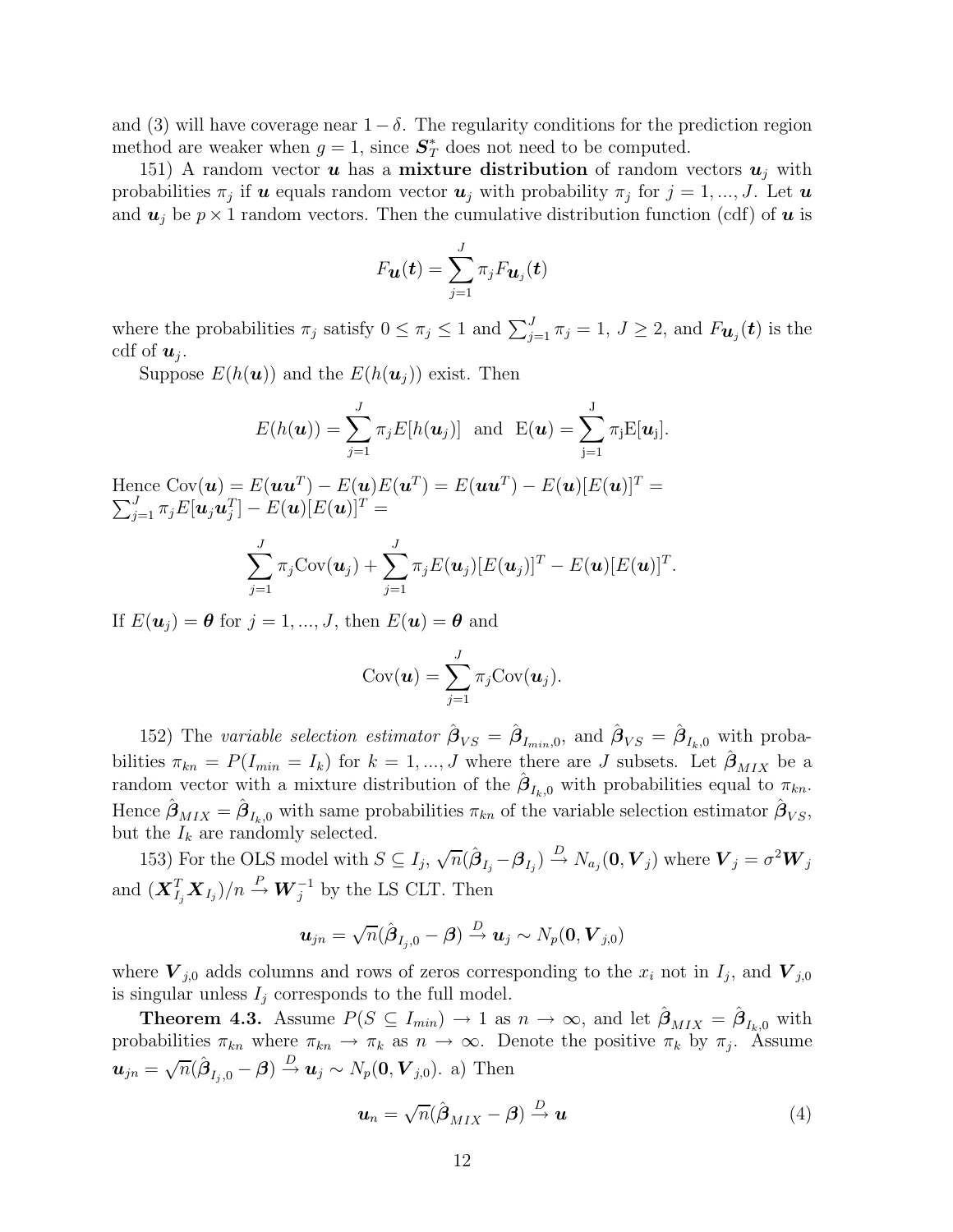and (3) will have coverage near $1 - \delta$. The regularity conditions for the prediction region method are weaker when $g = 1$, since $\boldsymbol{S}_T^*$ does not need to be computed.

151) A random vector $\boldsymbol{u}$ has a **mixture distribution** of random vectors $\boldsymbol{u}_j$ with probabilities $\pi_j$ if $\boldsymbol{u}$ equals random vector $\boldsymbol{u}_j$ with probability $\pi_j$ for $j = 1, ..., J$. Let $\boldsymbol{u}$ and $\boldsymbol{u}_j$ be $p \times 1$ random vectors. Then the cumulative distribution function (cdf) of $\boldsymbol{u}$ is

$$F_{\boldsymbol{u}}(\boldsymbol{t}) = \sum_{j=1}^{J} \pi_j F_{\boldsymbol{u}_j}(\boldsymbol{t})$$

where the probabilities $\pi_j$ satisfy $0 \leq \pi_j \leq 1$ and $\sum_{j=1}^{J} \pi_j = 1$, $J \geq 2$, and $F_{\boldsymbol{u}_j}(\boldsymbol{t})$ is the cdf of $\boldsymbol{u}_j$.

Suppose $E(h(\boldsymbol{u}))$ and the $E(h(\boldsymbol{u}_j))$ exist. Then

$$E(h(\boldsymbol{u})) = \sum_{j=1}^{J} \pi_j E[h(\boldsymbol{u}_j)] \quad \text{and} \quad \mathrm{E}(\boldsymbol{u}) = \sum_{j=1}^{J} \pi_j \mathrm{E}[\boldsymbol{u}_j].$$

Hence $\mathrm{Cov}(\boldsymbol{u}) = E(\boldsymbol{u}\boldsymbol{u}^T) - E(\boldsymbol{u})E(\boldsymbol{u}^T) = E(\boldsymbol{u}\boldsymbol{u}^T) - E(\boldsymbol{u})[E(\boldsymbol{u})]^T =$ $\sum_{j=1}^{J} \pi_j E[\boldsymbol{u}_j \boldsymbol{u}_j^T] - E(\boldsymbol{u})[E(\boldsymbol{u})]^T =$

$$\sum_{j=1}^{J} \pi_j \mathrm{Cov}(\boldsymbol{u}_j) + \sum_{j=1}^{J} \pi_j E(\boldsymbol{u}_j)[E(\boldsymbol{u}_j)]^T - E(\boldsymbol{u})[E(\boldsymbol{u})]^T.$$

If $E(\boldsymbol{u}_j) = \boldsymbol{\theta}$ for $j = 1, ..., J$, then $E(\boldsymbol{u}) = \boldsymbol{\theta}$ and

$$\mathrm{Cov}(\boldsymbol{u}) = \sum_{j=1}^{J} \pi_j \mathrm{Cov}(\boldsymbol{u}_j).$$

152) The *variable selection estimator* $\hat{\boldsymbol{\beta}}_{VS} = \hat{\boldsymbol{\beta}}_{I_{min},0}$, and $\hat{\boldsymbol{\beta}}_{VS} = \hat{\boldsymbol{\beta}}_{I_k,0}$ with probabilities $\pi_{kn} = P(I_{min} = I_k)$ for $k = 1, ..., J$ where there are $J$ subsets. Let $\hat{\boldsymbol{\beta}}_{MIX}$ be a random vector with a mixture distribution of the $\hat{\boldsymbol{\beta}}_{I_k,0}$ with probabilities equal to $\pi_{kn}$. Hence $\hat{\boldsymbol{\beta}}_{MIX} = \hat{\boldsymbol{\beta}}_{I_k,0}$ with same probabilities $\pi_{kn}$ of the variable selection estimator $\hat{\boldsymbol{\beta}}_{VS}$, but the $I_k$ are randomly selected.

153) For the OLS model with $S \subseteq I_j$, $\sqrt{n}(\hat{\boldsymbol{\beta}}_{I_j} - \boldsymbol{\beta}_{I_j}) \xrightarrow{D} N_{a_j}(\boldsymbol{0}, \boldsymbol{V}_j)$ where $\boldsymbol{V}_j = \sigma^2 \boldsymbol{W}_j$ and $(\boldsymbol{X}_{I_j}^T \boldsymbol{X}_{I_j})/n \xrightarrow{P} \boldsymbol{W}_j^{-1}$ by the LS CLT. Then

$$\boldsymbol{u}_{jn} = \sqrt{n}(\hat{\boldsymbol{\beta}}_{I_j,0} - \boldsymbol{\beta}) \xrightarrow{D} \boldsymbol{u}_j \sim N_p(\boldsymbol{0}, \boldsymbol{V}_{j,0})$$

where $\boldsymbol{V}_{j,0}$ adds columns and rows of zeros corresponding to the $x_i$ not in $I_j$, and $\boldsymbol{V}_{j,0}$ is singular unless $I_j$ corresponds to the full model.

**Theorem 4.3.** Assume $P(S \subseteq I_{min}) \to 1$ as $n \to \infty$, and let $\hat{\boldsymbol{\beta}}_{MIX} = \hat{\boldsymbol{\beta}}_{I_k,0}$ with probabilities $\pi_{kn}$ where $\pi_{kn} \to \pi_k$ as $n \to \infty$. Denote the positive $\pi_k$ by $\pi_j$. Assume $\boldsymbol{u}_{jn} = \sqrt{n}(\hat{\boldsymbol{\beta}}_{I_j,0} - \boldsymbol{\beta}) \xrightarrow{D} \boldsymbol{u}_j \sim N_p(\boldsymbol{0}, \boldsymbol{V}_{j,0})$. a) Then

$$\boldsymbol{u}_n = \sqrt{n}(\hat{\boldsymbol{\beta}}_{MIX} - \boldsymbol{\beta}) \xrightarrow{D} \boldsymbol{u} \tag{4}$$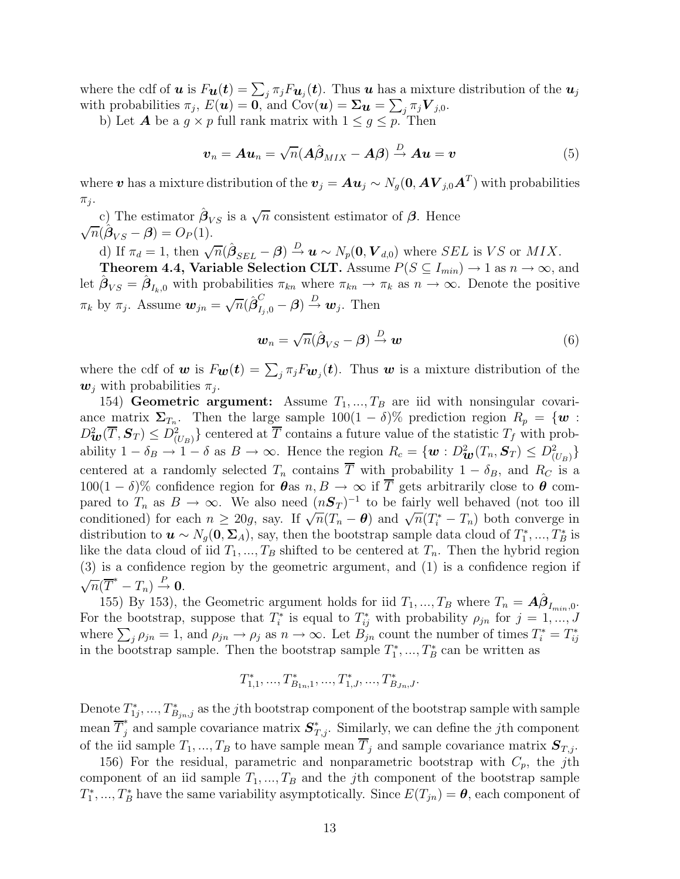where the cdf of $\boldsymbol{u}$ is $F_{\boldsymbol{u}}(\boldsymbol{t}) = \sum_j \pi_j F_{\boldsymbol{u}_j}(\boldsymbol{t})$. Thus $\boldsymbol{u}$ has a mixture distribution of the $\boldsymbol{u}_j$ with probabilities $\pi_j$, $E(\boldsymbol{u}) = \boldsymbol{0}$, and $\text{Cov}(\boldsymbol{u}) = \boldsymbol{\Sigma}_{\boldsymbol{u}} = \sum_j \pi_j \boldsymbol{V}_{j,0}$.

b) Let $\boldsymbol{A}$ be a $g \times p$ full rank matrix with $1 \le g \le p$. Then

$$\boldsymbol{v}_n = \boldsymbol{A}\boldsymbol{u}_n = \sqrt{n}(\boldsymbol{A}\hat{\boldsymbol{\beta}}_{MIX} - \boldsymbol{A}\boldsymbol{\beta}) \xrightarrow{D} \boldsymbol{A}\boldsymbol{u} = \boldsymbol{v} \tag{5}$$

where $\boldsymbol{v}$ has a mixture distribution of the $\boldsymbol{v}_j = \boldsymbol{A}\boldsymbol{u}_j \sim N_g(\boldsymbol{0}, \boldsymbol{A}\boldsymbol{V}_{j,0}\boldsymbol{A}^T)$ with probabilities $\pi_j$.

c) The estimator $\hat{\boldsymbol{\beta}}_{VS}$ is a $\sqrt{n}$ consistent estimator of $\boldsymbol{\beta}$. Hence $\sqrt{n}(\hat{\boldsymbol{\beta}}_{VS} - \boldsymbol{\beta}) = O_P(1)$.

d) If $\pi_d = 1$, then $\sqrt{n}(\hat{\boldsymbol{\beta}}_{SEL} - \boldsymbol{\beta}) \xrightarrow{D} \boldsymbol{u} \sim N_p(\boldsymbol{0}, \boldsymbol{V}_{d,0})$ where $SEL$ is $VS$ or $MIX$.

**Theorem 4.4, Variable Selection CLT.** Assume $P(S \subseteq I_{min}) \to 1$ as $n \to \infty$, and let $\hat{\boldsymbol{\beta}}_{VS} = \hat{\boldsymbol{\beta}}_{I_k,0}$ with probabilities $\pi_{kn}$ where $\pi_{kn} \to \pi_k$ as $n \to \infty$. Denote the positive $\pi_k$ by $\pi_j$. Assume $\boldsymbol{w}_{jn} = \sqrt{n}(\hat{\boldsymbol{\beta}}^C_{I_j,0} - \boldsymbol{\beta}) \xrightarrow{D} \boldsymbol{w}_j$. Then

$$\boldsymbol{w}_n = \sqrt{n}(\hat{\boldsymbol{\beta}}_{VS} - \boldsymbol{\beta}) \xrightarrow{D} \boldsymbol{w} \tag{6}$$

where the cdf of $\boldsymbol{w}$ is $F_{\boldsymbol{w}}(\boldsymbol{t}) = \sum_j \pi_j F_{\boldsymbol{w}_j}(\boldsymbol{t})$. Thus $\boldsymbol{w}$ is a mixture distribution of the $\boldsymbol{w}_j$ with probabilities $\pi_j$.

154) **Geometric argument:** Assume $T_1, ..., T_B$ are iid with nonsingular covariance matrix $\boldsymbol{\Sigma}_{T_n}$. Then the large sample $100(1-\delta)\%$ prediction region $R_p = \{\boldsymbol{w} : D^2_{\boldsymbol{w}}(\overline{T}, \boldsymbol{S}_T) \le D^2_{(U_B)}\}$ centered at $\overline{T}$ contains a future value of the statistic $T_f$ with probability $1 - \delta_B \to 1 - \delta$ as $B \to \infty$. Hence the region $R_c = \{\boldsymbol{w} : D^2_{\boldsymbol{w}}(T_n, \boldsymbol{S}_T) \le D^2_{(U_B)}\}$ centered at a randomly selected $T_n$ contains $\overline{T}$ with probability $1 - \delta_B$, and $R_C$ is a $100(1-\delta)\%$ confidence region for $\boldsymbol{\theta}$as $n, B \to \infty$ if $\overline{T}$ gets arbitrarily close to $\boldsymbol{\theta}$ compared to $T_n$ as $B \to \infty$. We also need $(n\boldsymbol{S}_T)^{-1}$ to be fairly well behaved (not too ill conditioned) for each $n \ge 20g$, say. If $\sqrt{n}(T_n - \boldsymbol{\theta})$ and $\sqrt{n}(T_i^* - T_n)$ both converge in distribution to $\boldsymbol{u} \sim N_g(\boldsymbol{0}, \boldsymbol{\Sigma}_A)$, say, then the bootstrap sample data cloud of $T_1^*, ..., T_B^*$ is like the data cloud of iid $T_1, ..., T_B$ shifted to be centered at $T_n$. Then the hybrid region (3) is a confidence region by the geometric argument, and (1) is a confidence region if $\sqrt{n}(\overline{T}^* - T_n) \xrightarrow{P} \boldsymbol{0}$.

155) By 153), the Geometric argument holds for iid $T_1, ..., T_B$ where $T_n = \boldsymbol{A}\hat{\boldsymbol{\beta}}_{I_{min},0}$. For the bootstrap, suppose that $T_i^*$ is equal to $T_{ij}^*$ with probability $\rho_{jn}$ for $j = 1, ..., J$ where $\sum_j \rho_{jn} = 1$, and $\rho_{jn} \to \rho_j$ as $n \to \infty$. Let $B_{jn}$ count the number of times $T_i^* = T_{ij}^*$ in the bootstrap sample. Then the bootstrap sample $T_1^*, ..., T_B^*$ can be written as

$$T_{1,1}^*, ..., T_{B_{1n},1}^*, ..., T_{1,J}^*, ..., T_{B_{Jn},J}^*.$$

Denote $T_{1j}^*, ..., T_{B_{jn},j}^*$ as the $j$th bootstrap component of the bootstrap sample with sample mean $\overline{T}_j^*$ and sample covariance matrix $\boldsymbol{S}_{T,j}^*$. Similarly, we can define the $j$th component of the iid sample $T_1, ..., T_B$ to have sample mean $\overline{T}_j$ and sample covariance matrix $\boldsymbol{S}_{T,j}$.

156) For the residual, parametric and nonparametric bootstrap with $C_p$, the $j$th component of an iid sample $T_1, ..., T_B$ and the $j$th component of the bootstrap sample $T_1^*, ..., T_B^*$ have the same variability asymptotically. Since $E(T_{jn}) = \boldsymbol{\theta}$, each component of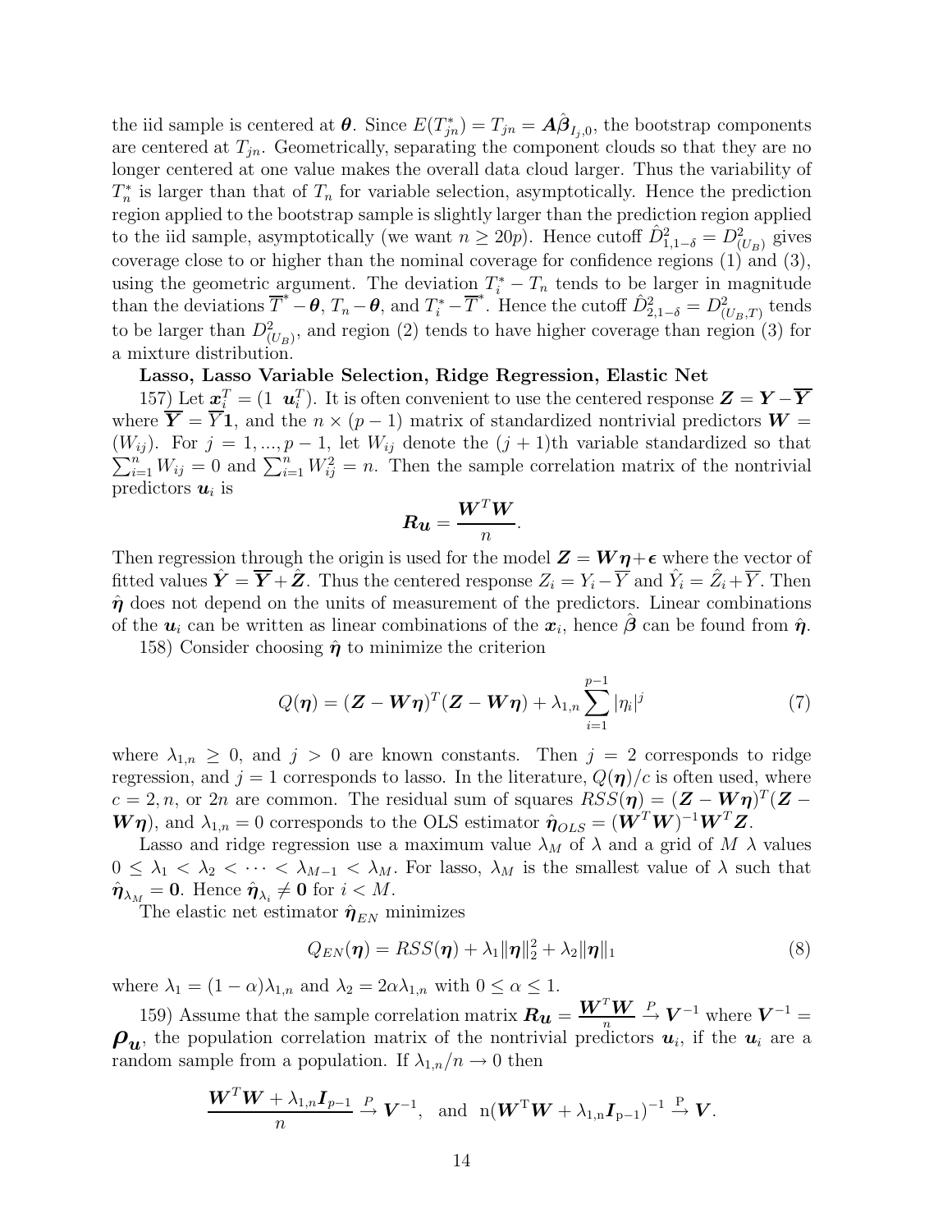the iid sample is centered at $\boldsymbol{\theta}$. Since $E(T^*_{jn}) = T_{jn} = \boldsymbol{A}\hat{\boldsymbol{\beta}}_{I_j,0}$, the bootstrap components are centered at $T_{jn}$. Geometrically, separating the component clouds so that they are no longer centered at one value makes the overall data cloud larger. Thus the variability of $T^*_n$ is larger than that of $T_n$ for variable selection, asymptotically. Hence the prediction region applied to the bootstrap sample is slightly larger than the prediction region applied to the iid sample, asymptotically (we want $n \geq 20p$). Hence cutoff $\hat{D}^2_{1,1-\delta} = D^2_{(U_B)}$ gives coverage close to or higher than the nominal coverage for confidence regions (1) and (3), using the geometric argument. The deviation $T^*_i - T_n$ tends to be larger in magnitude than the deviations $\overline{T}^* - \boldsymbol{\theta}$, $T_n - \boldsymbol{\theta}$, and $T^*_i - \overline{T}^*$. Hence the cutoff $\hat{D}^2_{2,1-\delta} = D^2_{(U_B,T)}$ tends to be larger than $D^2_{(U_B)}$, and region (2) tends to have higher coverage than region (3) for a mixture distribution.

**Lasso, Lasso Variable Selection, Ridge Regression, Elastic Net**

157) Let $\boldsymbol{x}_i^T = (1 \ \ \boldsymbol{u}_i^T)$. It is often convenient to use the centered response $\boldsymbol{Z} = \boldsymbol{Y} - \overline{\boldsymbol{Y}}$ where $\overline{\boldsymbol{Y}} = \overline{Y}\boldsymbol{1}$, and the $n \times (p-1)$ matrix of standardized nontrivial predictors $\boldsymbol{W} = (W_{ij})$. For $j = 1, ..., p-1$, let $W_{ij}$ denote the $(j+1)$th variable standardized so that $\sum_{i=1}^n W_{ij} = 0$ and $\sum_{i=1}^n W_{ij}^2 = n$. Then the sample correlation matrix of the nontrivial predictors $\boldsymbol{u}_i$ is

$$\boldsymbol{R_u} = \frac{\boldsymbol{W}^T\boldsymbol{W}}{n}.$$

Then regression through the origin is used for the model $\boldsymbol{Z} = \boldsymbol{W}\boldsymbol{\eta} + \boldsymbol{\epsilon}$ where the vector of fitted values $\hat{\boldsymbol{Y}} = \overline{\boldsymbol{Y}} + \hat{\boldsymbol{Z}}$. Thus the centered response $Z_i = Y_i - \overline{Y}$ and $\hat{Y}_i = \hat{Z}_i + \overline{Y}$. Then $\hat{\boldsymbol{\eta}}$ does not depend on the units of measurement of the predictors. Linear combinations of the $\boldsymbol{u}_i$ can be written as linear combinations of the $\boldsymbol{x}_i$, hence $\hat{\boldsymbol{\beta}}$ can be found from $\hat{\boldsymbol{\eta}}$.

158) Consider choosing $\hat{\boldsymbol{\eta}}$ to minimize the criterion

$$Q(\boldsymbol{\eta}) = (\boldsymbol{Z} - \boldsymbol{W}\boldsymbol{\eta})^T(\boldsymbol{Z} - \boldsymbol{W}\boldsymbol{\eta}) + \lambda_{1,n}\sum_{i=1}^{p-1}|\eta_i|^j \tag{7}$$

where $\lambda_{1,n} \geq 0$, and $j > 0$ are known constants. Then $j = 2$ corresponds to ridge regression, and $j = 1$ corresponds to lasso. In the literature, $Q(\boldsymbol{\eta})/c$ is often used, where $c = 2, n$, or $2n$ are common. The residual sum of squares $RSS(\boldsymbol{\eta}) = (\boldsymbol{Z} - \boldsymbol{W}\boldsymbol{\eta})^T(\boldsymbol{Z} - \boldsymbol{W}\boldsymbol{\eta})$, and $\lambda_{1,n} = 0$ corresponds to the OLS estimator $\hat{\boldsymbol{\eta}}_{OLS} = (\boldsymbol{W}^T\boldsymbol{W})^{-1}\boldsymbol{W}^T\boldsymbol{Z}$.

Lasso and ridge regression use a maximum value $\lambda_M$ of $\lambda$ and a grid of $M$ $\lambda$ values $0 \leq \lambda_1 < \lambda_2 < \cdots < \lambda_{M-1} < \lambda_M$. For lasso, $\lambda_M$ is the smallest value of $\lambda$ such that $\hat{\boldsymbol{\eta}}_{\lambda_M} = \boldsymbol{0}$. Hence $\hat{\boldsymbol{\eta}}_{\lambda_i} \neq \boldsymbol{0}$ for $i < M$.

The elastic net estimator $\hat{\boldsymbol{\eta}}_{EN}$ minimizes

$$Q_{EN}(\boldsymbol{\eta}) = RSS(\boldsymbol{\eta}) + \lambda_1\|\boldsymbol{\eta}\|_2^2 + \lambda_2\|\boldsymbol{\eta}\|_1 \tag{8}$$

where $\lambda_1 = (1-\alpha)\lambda_{1,n}$ and $\lambda_2 = 2\alpha\lambda_{1,n}$ with $0 \leq \alpha \leq 1$.

159) Assume that the sample correlation matrix $\boldsymbol{R_u} = \frac{\boldsymbol{W}^T\boldsymbol{W}}{n} \xrightarrow{P} \boldsymbol{V}^{-1}$ where $\boldsymbol{V}^{-1} = \boldsymbol{\rho_u}$, the population correlation matrix of the nontrivial predictors $\boldsymbol{u}_i$, if the $\boldsymbol{u}_i$ are a random sample from a population. If $\lambda_{1,n}/n \to 0$ then

$$\frac{\boldsymbol{W}^T\boldsymbol{W} + \lambda_{1,n}\boldsymbol{I}_{p-1}}{n} \xrightarrow{P} \boldsymbol{V}^{-1}, \quad \text{and} \quad n(\boldsymbol{W}^T\boldsymbol{W} + \lambda_{1,n}\boldsymbol{I}_{p-1})^{-1} \xrightarrow{P} \boldsymbol{V}.$$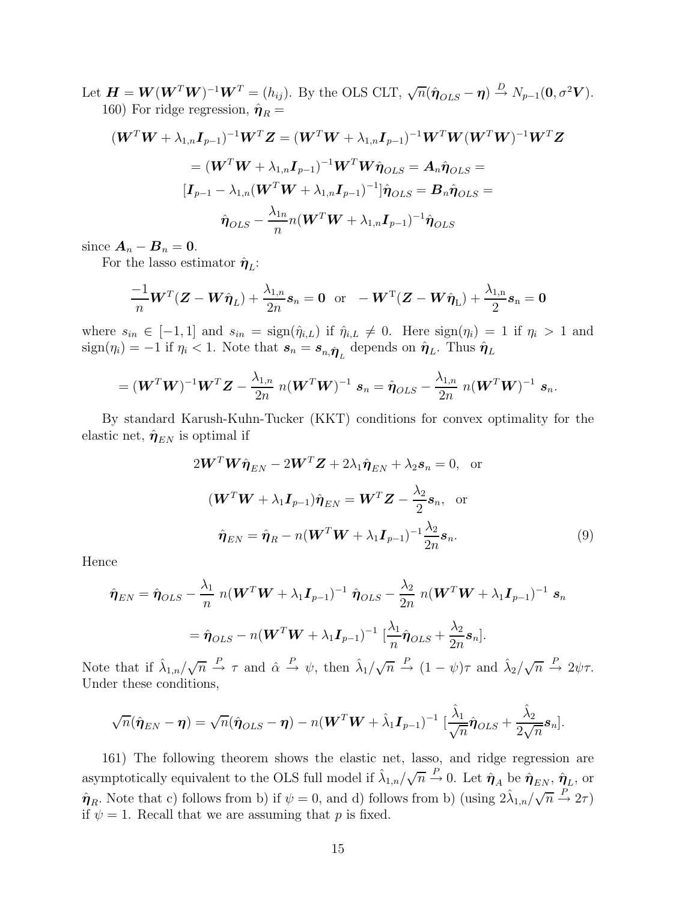Let $\boldsymbol{H} = \boldsymbol{W}(\boldsymbol{W}^T\boldsymbol{W})^{-1}\boldsymbol{W}^T = (h_{ij})$. By the OLS CLT, $\sqrt{n}(\hat{\boldsymbol{\eta}}_{OLS} - \boldsymbol{\eta}) \xrightarrow{D} N_{p-1}(\boldsymbol{0}, \sigma^2\boldsymbol{V})$.

160) For ridge regression, $\hat{\boldsymbol{\eta}}_R =$

$$(\boldsymbol{W}^T\boldsymbol{W} + \lambda_{1,n}\boldsymbol{I}_{p-1})^{-1}\boldsymbol{W}^T\boldsymbol{Z} = (\boldsymbol{W}^T\boldsymbol{W} + \lambda_{1,n}\boldsymbol{I}_{p-1})^{-1}\boldsymbol{W}^T\boldsymbol{W}(\boldsymbol{W}^T\boldsymbol{W})^{-1}\boldsymbol{W}^T\boldsymbol{Z}$$

$$= (\boldsymbol{W}^T\boldsymbol{W} + \lambda_{1,n}\boldsymbol{I}_{p-1})^{-1}\boldsymbol{W}^T\boldsymbol{W}\hat{\boldsymbol{\eta}}_{OLS} = \boldsymbol{A}_n\hat{\boldsymbol{\eta}}_{OLS} =$$

$$[\boldsymbol{I}_{p-1} - \lambda_{1,n}(\boldsymbol{W}^T\boldsymbol{W} + \lambda_{1,n}\boldsymbol{I}_{p-1})^{-1}]\hat{\boldsymbol{\eta}}_{OLS} = \boldsymbol{B}_n\hat{\boldsymbol{\eta}}_{OLS} =$$

$$\hat{\boldsymbol{\eta}}_{OLS} - \frac{\lambda_{1n}}{n} n(\boldsymbol{W}^T\boldsymbol{W} + \lambda_{1,n}\boldsymbol{I}_{p-1})^{-1}\hat{\boldsymbol{\eta}}_{OLS}$$

since $\boldsymbol{A}_n - \boldsymbol{B}_n = \boldsymbol{0}$.

For the lasso estimator $\hat{\boldsymbol{\eta}}_L$:

$$\frac{-1}{n}\boldsymbol{W}^T(\boldsymbol{Z} - \boldsymbol{W}\hat{\boldsymbol{\eta}}_L) + \frac{\lambda_{1,n}}{2n}\boldsymbol{s}_n = \boldsymbol{0} \quad \text{or} \quad -\boldsymbol{W}^{\mathrm{T}}(\boldsymbol{Z} - \boldsymbol{W}\hat{\boldsymbol{\eta}}_{\mathrm{L}}) + \frac{\lambda_{1,\mathrm{n}}}{2}\boldsymbol{s}_{\mathrm{n}} = \boldsymbol{0}$$

where $s_{in} \in [-1, 1]$ and $s_{in} = \text{sign}(\hat{\eta}_{i,L})$ if $\hat{\eta}_{i,L} \neq 0$. Here $\text{sign}(\eta_i) = 1$ if $\eta_i > 1$ and $\text{sign}(\eta_i) = -1$ if $\eta_i < 1$. Note that $\boldsymbol{s}_n = \boldsymbol{s}_{n,\hat{\boldsymbol{\eta}}_L}$ depends on $\hat{\boldsymbol{\eta}}_L$. Thus $\hat{\boldsymbol{\eta}}_L$

$$= (\boldsymbol{W}^T\boldsymbol{W})^{-1}\boldsymbol{W}^T\boldsymbol{Z} - \frac{\lambda_{1,n}}{2n}\; n(\boldsymbol{W}^T\boldsymbol{W})^{-1}\; \boldsymbol{s}_n = \hat{\boldsymbol{\eta}}_{OLS} - \frac{\lambda_{1,n}}{2n}\; n(\boldsymbol{W}^T\boldsymbol{W})^{-1}\; \boldsymbol{s}_n.$$

By standard Karush-Kuhn-Tucker (KKT) conditions for convex optimality for the elastic net, $\hat{\boldsymbol{\eta}}_{EN}$ is optimal if

$$2\boldsymbol{W}^T\boldsymbol{W}\hat{\boldsymbol{\eta}}_{EN} - 2\boldsymbol{W}^T\boldsymbol{Z} + 2\lambda_1\hat{\boldsymbol{\eta}}_{EN} + \lambda_2\boldsymbol{s}_n = 0, \quad \text{or}$$

$$(\boldsymbol{W}^T\boldsymbol{W} + \lambda_1\boldsymbol{I}_{p-1})\hat{\boldsymbol{\eta}}_{EN} = \boldsymbol{W}^T\boldsymbol{Z} - \frac{\lambda_2}{2}\boldsymbol{s}_n, \quad \text{or}$$

$$\hat{\boldsymbol{\eta}}_{EN} = \hat{\boldsymbol{\eta}}_R - n(\boldsymbol{W}^T\boldsymbol{W} + \lambda_1\boldsymbol{I}_{p-1})^{-1}\frac{\lambda_2}{2n}\boldsymbol{s}_n. \tag{9}$$

Hence

$$\hat{\boldsymbol{\eta}}_{EN} = \hat{\boldsymbol{\eta}}_{OLS} - \frac{\lambda_1}{n}\; n(\boldsymbol{W}^T\boldsymbol{W} + \lambda_1\boldsymbol{I}_{p-1})^{-1}\; \hat{\boldsymbol{\eta}}_{OLS} - \frac{\lambda_2}{2n}\; n(\boldsymbol{W}^T\boldsymbol{W} + \lambda_1\boldsymbol{I}_{p-1})^{-1}\; \boldsymbol{s}_n$$

$$= \hat{\boldsymbol{\eta}}_{OLS} - n(\boldsymbol{W}^T\boldsymbol{W} + \lambda_1\boldsymbol{I}_{p-1})^{-1}\; [\frac{\lambda_1}{n}\hat{\boldsymbol{\eta}}_{OLS} + \frac{\lambda_2}{2n}\boldsymbol{s}_n].$$

Note that if $\hat{\lambda}_{1,n}/\sqrt{n} \xrightarrow{P} \tau$ and $\hat{\alpha} \xrightarrow{P} \psi$, then $\hat{\lambda}_1/\sqrt{n} \xrightarrow{P} (1-\psi)\tau$ and $\hat{\lambda}_2/\sqrt{n} \xrightarrow{P} 2\psi\tau$. Under these conditions,

$$\sqrt{n}(\hat{\boldsymbol{\eta}}_{EN} - \boldsymbol{\eta}) = \sqrt{n}(\hat{\boldsymbol{\eta}}_{OLS} - \boldsymbol{\eta}) - n(\boldsymbol{W}^T\boldsymbol{W} + \hat{\lambda}_1\boldsymbol{I}_{p-1})^{-1}\; [\frac{\hat{\lambda}_1}{\sqrt{n}}\hat{\boldsymbol{\eta}}_{OLS} + \frac{\hat{\lambda}_2}{2\sqrt{n}}\boldsymbol{s}_n].$$

161) The following theorem shows the elastic net, lasso, and ridge regression are asymptotically equivalent to the OLS full model if $\hat{\lambda}_{1,n}/\sqrt{n} \xrightarrow{P} 0$. Let $\hat{\boldsymbol{\eta}}_A$ be $\hat{\boldsymbol{\eta}}_{EN}$, $\hat{\boldsymbol{\eta}}_L$, or $\hat{\boldsymbol{\eta}}_R$. Note that c) follows from b) if $\psi = 0$, and d) follows from b) (using $2\hat{\lambda}_{1,n}/\sqrt{n} \xrightarrow{P} 2\tau$) if $\psi = 1$. Recall that we are assuming that $p$ is fixed.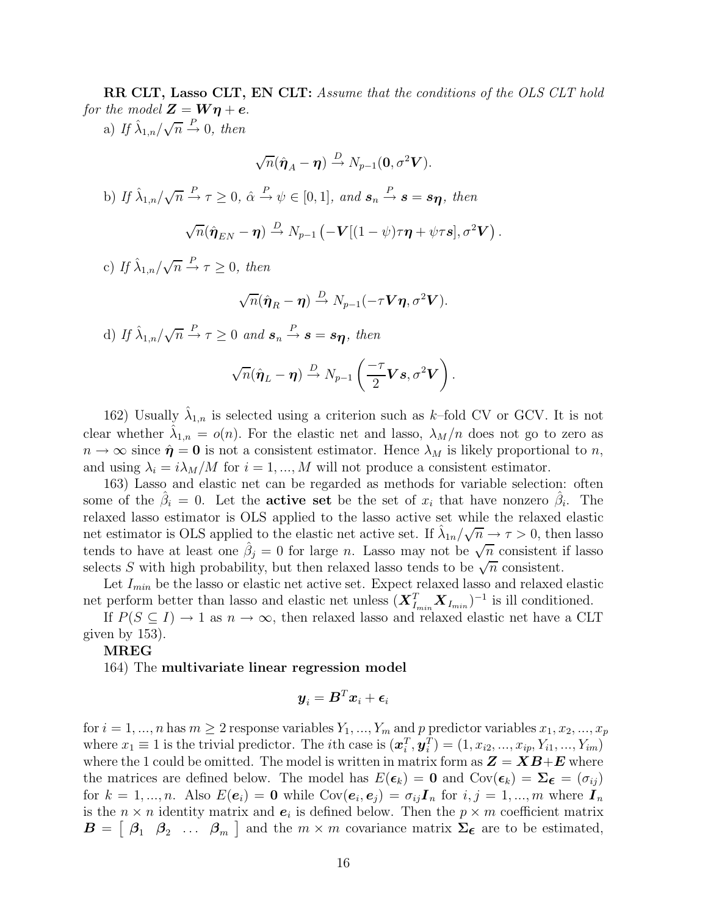**RR CLT, Lasso CLT, EN CLT:** *Assume that the conditions of the OLS CLT hold for the model $\boldsymbol{Z} = \boldsymbol{W}\boldsymbol{\eta} + \boldsymbol{e}$.*

a) *If $\hat{\lambda}_{1,n}/\sqrt{n} \xrightarrow{P} 0$, then*

$$\sqrt{n}(\hat{\boldsymbol{\eta}}_A - \boldsymbol{\eta}) \xrightarrow{D} N_{p-1}(\boldsymbol{0}, \sigma^2 \boldsymbol{V}).$$

b) *If $\hat{\lambda}_{1,n}/\sqrt{n} \xrightarrow{P} \tau \geq 0$, $\hat{\alpha} \xrightarrow{P} \psi \in [0,1]$, and $\boldsymbol{s}_n \xrightarrow{P} \boldsymbol{s} = \boldsymbol{s}_{\boldsymbol{\eta}}$, then*

$$\sqrt{n}(\hat{\boldsymbol{\eta}}_{EN} - \boldsymbol{\eta}) \xrightarrow{D} N_{p-1}\left(-\boldsymbol{V}[(1-\psi)\tau\boldsymbol{\eta} + \psi\tau\boldsymbol{s}], \sigma^2 \boldsymbol{V}\right).$$

c) *If $\hat{\lambda}_{1,n}/\sqrt{n} \xrightarrow{P} \tau \geq 0$, then*

$$\sqrt{n}(\hat{\boldsymbol{\eta}}_R - \boldsymbol{\eta}) \xrightarrow{D} N_{p-1}(-\tau\boldsymbol{V}\boldsymbol{\eta}, \sigma^2 \boldsymbol{V}).$$

d) *If $\hat{\lambda}_{1,n}/\sqrt{n} \xrightarrow{P} \tau \geq 0$ and $\boldsymbol{s}_n \xrightarrow{P} \boldsymbol{s} = \boldsymbol{s}_{\boldsymbol{\eta}}$, then*

$$\sqrt{n}(\hat{\boldsymbol{\eta}}_L - \boldsymbol{\eta}) \xrightarrow{D} N_{p-1}\left(\frac{-\tau}{2}\boldsymbol{V}\boldsymbol{s}, \sigma^2 \boldsymbol{V}\right).$$

162) Usually $\hat{\lambda}_{1,n}$ is selected using a criterion such as $k$–fold CV or GCV. It is not clear whether $\hat{\lambda}_{1,n} = o(n)$. For the elastic net and lasso, $\lambda_M/n$ does not go to zero as $n \to \infty$ since $\hat{\boldsymbol{\eta}} = \boldsymbol{0}$ is not a consistent estimator. Hence $\lambda_M$ is likely proportional to $n$, and using $\lambda_i = i\lambda_M/M$ for $i = 1, ..., M$ will not produce a consistent estimator.

163) Lasso and elastic net can be regarded as methods for variable selection: often some of the $\hat{\beta}_i = 0$. Let the **active set** be the set of $x_i$ that have nonzero $\hat{\beta}_i$. The relaxed lasso estimator is OLS applied to the lasso active set while the relaxed elastic net estimator is OLS applied to the elastic net active set. If $\hat{\lambda}_{1n}/\sqrt{n} \to \tau > 0$, then lasso tends to have at least one $\hat{\beta}_j = 0$ for large $n$. Lasso may not be $\sqrt{n}$ consistent if lasso selects $S$ with high probability, but then relaxed lasso tends to be $\sqrt{n}$ consistent.

Let $I_{min}$ be the lasso or elastic net active set. Expect relaxed lasso and relaxed elastic net perform better than lasso and elastic net unless $(\boldsymbol{X}_{I_{min}}^T \boldsymbol{X}_{I_{min}})^{-1}$ is ill conditioned.

If $P(S \subseteq I) \to 1$ as $n \to \infty$, then relaxed lasso and relaxed elastic net have a CLT given by 153).

**MREG**

164) The **multivariate linear regression model**

$$\boldsymbol{y}_i = \boldsymbol{B}^T \boldsymbol{x}_i + \boldsymbol{\epsilon}_i$$

for $i = 1, ..., n$ has $m \geq 2$ response variables $Y_1, ..., Y_m$ and $p$ predictor variables $x_1, x_2, ..., x_p$ where $x_1 \equiv 1$ is the trivial predictor. The $i$th case is $(\boldsymbol{x}_i^T, \boldsymbol{y}_i^T) = (1, x_{i2}, ..., x_{ip}, Y_{i1}, ..., Y_{im})$ where the 1 could be omitted. The model is written in matrix form as $\boldsymbol{Z} = \boldsymbol{X}\boldsymbol{B} + \boldsymbol{E}$ where the matrices are defined below. The model has $E(\boldsymbol{\epsilon}_k) = \boldsymbol{0}$ and $\text{Cov}(\boldsymbol{\epsilon}_k) = \boldsymbol{\Sigma}_{\boldsymbol{\epsilon}} = (\sigma_{ij})$ for $k = 1, ..., n$. Also $E(\boldsymbol{e}_i) = \boldsymbol{0}$ while $\text{Cov}(\boldsymbol{e}_i, \boldsymbol{e}_j) = \sigma_{ij}\boldsymbol{I}_n$ for $i, j = 1, ..., m$ where $\boldsymbol{I}_n$ is the $n \times n$ identity matrix and $\boldsymbol{e}_i$ is defined below. Then the $p \times m$ coefficient matrix $\boldsymbol{B} = \begin{bmatrix} \boldsymbol{\beta}_1 & \boldsymbol{\beta}_2 & \ldots & \boldsymbol{\beta}_m \end{bmatrix}$ and the $m \times m$ covariance matrix $\boldsymbol{\Sigma}_{\boldsymbol{\epsilon}}$ are to be estimated,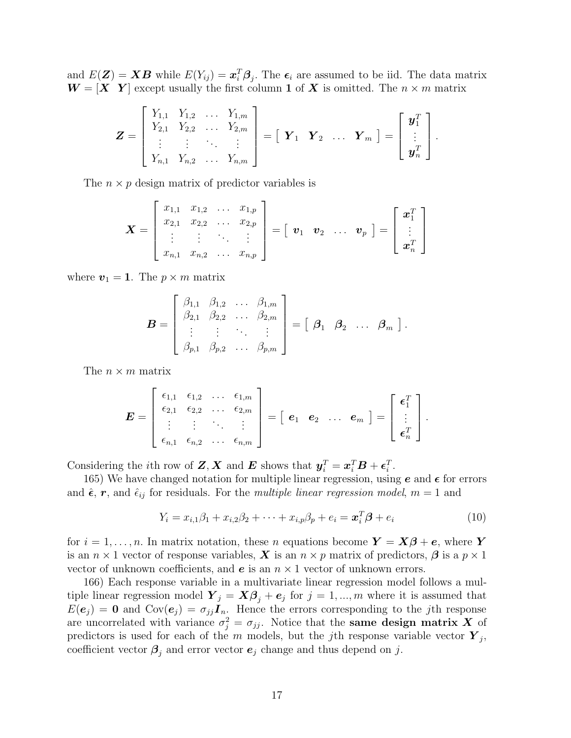and $E(\boldsymbol{Z}) = \boldsymbol{XB}$ while $E(Y_{ij}) = \boldsymbol{x}_i^T \boldsymbol{\beta}_j$. The $\boldsymbol{\epsilon}_i$ are assumed to be iid. The data matrix $\boldsymbol{W} = [\boldsymbol{X} \;\; \boldsymbol{Y}]$ except usually the first column $\boldsymbol{1}$ of $\boldsymbol{X}$ is omitted. The $n \times m$ matrix

$$\boldsymbol{Z} = \begin{bmatrix} Y_{1,1} & Y_{1,2} & \dots & Y_{1,m} \\ Y_{2,1} & Y_{2,2} & \dots & Y_{2,m} \\ \vdots & \vdots & \ddots & \vdots \\ Y_{n,1} & Y_{n,2} & \dots & Y_{n,m} \end{bmatrix} = \begin{bmatrix} \boldsymbol{Y}_1 & \boldsymbol{Y}_2 & \dots & \boldsymbol{Y}_m \end{bmatrix} = \begin{bmatrix} \boldsymbol{y}_1^T \\ \vdots \\ \boldsymbol{y}_n^T \end{bmatrix}.$$

The $n \times p$ design matrix of predictor variables is

$$\boldsymbol{X} = \begin{bmatrix} x_{1,1} & x_{1,2} & \dots & x_{1,p} \\ x_{2,1} & x_{2,2} & \dots & x_{2,p} \\ \vdots & \vdots & \ddots & \vdots \\ x_{n,1} & x_{n,2} & \dots & x_{n,p} \end{bmatrix} = \begin{bmatrix} \boldsymbol{v}_1 & \boldsymbol{v}_2 & \dots & \boldsymbol{v}_p \end{bmatrix} = \begin{bmatrix} \boldsymbol{x}_1^T \\ \vdots \\ \boldsymbol{x}_n^T \end{bmatrix}$$

where $\boldsymbol{v}_1 = \boldsymbol{1}$. The $p \times m$ matrix

$$\boldsymbol{B} = \begin{bmatrix} \beta_{1,1} & \beta_{1,2} & \dots & \beta_{1,m} \\ \beta_{2,1} & \beta_{2,2} & \dots & \beta_{2,m} \\ \vdots & \vdots & \ddots & \vdots \\ \beta_{p,1} & \beta_{p,2} & \dots & \beta_{p,m} \end{bmatrix} = \begin{bmatrix} \boldsymbol{\beta}_1 & \boldsymbol{\beta}_2 & \dots & \boldsymbol{\beta}_m \end{bmatrix}.$$

The $n \times m$ matrix

$$\boldsymbol{E} = \begin{bmatrix} \epsilon_{1,1} & \epsilon_{1,2} & \dots & \epsilon_{1,m} \\ \epsilon_{2,1} & \epsilon_{2,2} & \dots & \epsilon_{2,m} \\ \vdots & \vdots & \ddots & \vdots \\ \epsilon_{n,1} & \epsilon_{n,2} & \dots & \epsilon_{n,m} \end{bmatrix} = \begin{bmatrix} \boldsymbol{e}_1 & \boldsymbol{e}_2 & \dots & \boldsymbol{e}_m \end{bmatrix} = \begin{bmatrix} \boldsymbol{\epsilon}_1^T \\ \vdots \\ \boldsymbol{\epsilon}_n^T \end{bmatrix}.$$

Considering the $i$th row of $\boldsymbol{Z}, \boldsymbol{X}$ and $\boldsymbol{E}$ shows that $\boldsymbol{y}_i^T = \boldsymbol{x}_i^T \boldsymbol{B} + \boldsymbol{\epsilon}_i^T$.

165) We have changed notation for multiple linear regression, using $\boldsymbol{e}$ and $\boldsymbol{\epsilon}$ for errors and $\hat{\boldsymbol{\epsilon}}$, $\boldsymbol{r}$, and $\hat{\epsilon}_{ij}$ for residuals. For the *multiple linear regression model*, $m = 1$ and

$$Y_i = x_{i,1}\beta_1 + x_{i,2}\beta_2 + \cdots + x_{i,p}\beta_p + e_i = \boldsymbol{x}_i^T \boldsymbol{\beta} + e_i \tag{10}$$

for $i = 1, \ldots, n$. In matrix notation, these $n$ equations become $\boldsymbol{Y} = \boldsymbol{X\beta} + \boldsymbol{e}$, where $\boldsymbol{Y}$ is an $n \times 1$ vector of response variables, $\boldsymbol{X}$ is an $n \times p$ matrix of predictors, $\boldsymbol{\beta}$ is a $p \times 1$ vector of unknown coefficients, and $\boldsymbol{e}$ is an $n \times 1$ vector of unknown errors.

166) Each response variable in a multivariate linear regression model follows a multiple linear regression model $\boldsymbol{Y}_j = \boldsymbol{X\beta}_j + \boldsymbol{e}_j$ for $j = 1, ..., m$ where it is assumed that $E(\boldsymbol{e}_j) = \boldsymbol{0}$ and $\text{Cov}(\boldsymbol{e}_j) = \sigma_{jj}\boldsymbol{I}_n$. Hence the errors corresponding to the $j$th response are uncorrelated with variance $\sigma_j^2 = \sigma_{jj}$. Notice that the **same design matrix $\boldsymbol{X}$** of predictors is used for each of the $m$ models, but the $j$th response variable vector $\boldsymbol{Y}_j$, coefficient vector $\boldsymbol{\beta}_j$ and error vector $\boldsymbol{e}_j$ change and thus depend on $j$.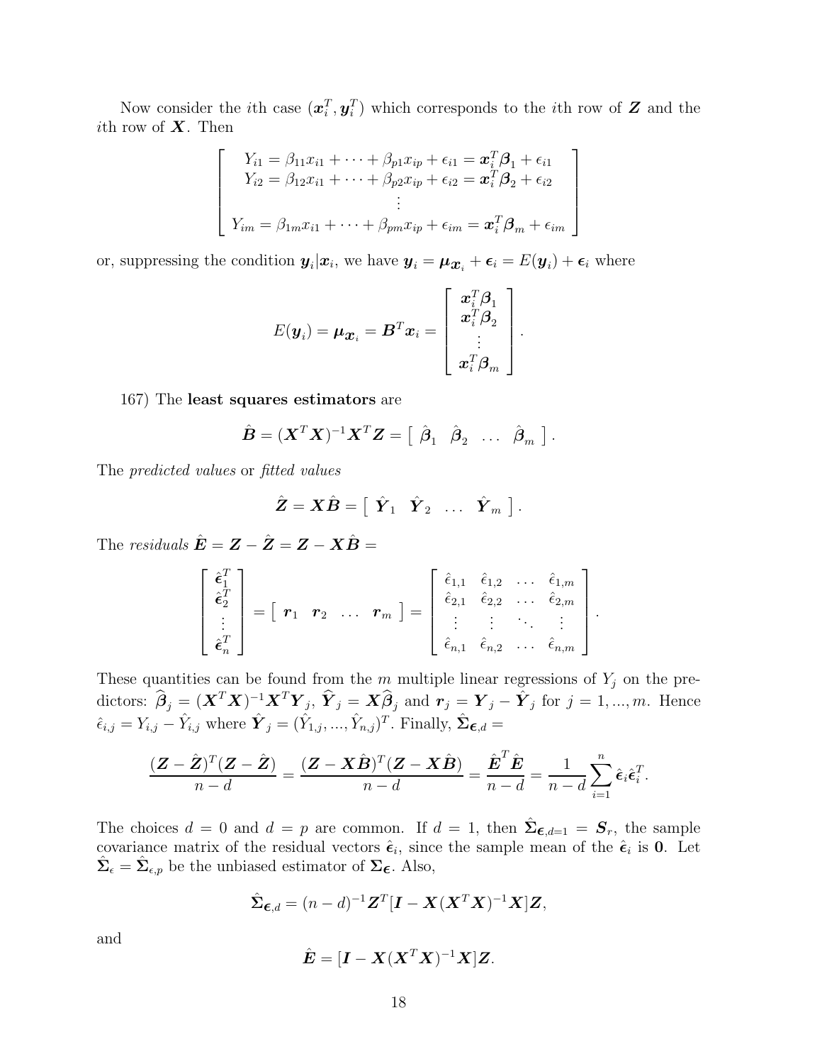Now consider the $i$th case $(\boldsymbol{x}_i^T, \boldsymbol{y}_i^T)$ which corresponds to the $i$th row of $\boldsymbol{Z}$ and the $i$th row of $\boldsymbol{X}$. Then

$$\begin{bmatrix} Y_{i1} = \beta_{11}x_{i1} + \cdots + \beta_{p1}x_{ip} + \epsilon_{i1} = \boldsymbol{x}_i^T\boldsymbol{\beta}_1 + \epsilon_{i1} \\ Y_{i2} = \beta_{12}x_{i1} + \cdots + \beta_{p2}x_{ip} + \epsilon_{i2} = \boldsymbol{x}_i^T\boldsymbol{\beta}_2 + \epsilon_{i2} \\ \vdots \\ Y_{im} = \beta_{1m}x_{i1} + \cdots + \beta_{pm}x_{ip} + \epsilon_{im} = \boldsymbol{x}_i^T\boldsymbol{\beta}_m + \epsilon_{im} \end{bmatrix}$$

or, suppressing the condition $\boldsymbol{y}_i|\boldsymbol{x}_i$, we have $\boldsymbol{y}_i = \boldsymbol{\mu}_{\boldsymbol{x}_i} + \boldsymbol{\epsilon}_i = E(\boldsymbol{y}_i) + \boldsymbol{\epsilon}_i$ where

$$E(\boldsymbol{y}_i) = \boldsymbol{\mu}_{\boldsymbol{x}_i} = \boldsymbol{B}^T\boldsymbol{x}_i = \begin{bmatrix} \boldsymbol{x}_i^T\boldsymbol{\beta}_1 \\ \boldsymbol{x}_i^T\boldsymbol{\beta}_2 \\ \vdots \\ \boldsymbol{x}_i^T\boldsymbol{\beta}_m \end{bmatrix}.$$

167) The **least squares estimators** are

$$\hat{\boldsymbol{B}} = (\boldsymbol{X}^T\boldsymbol{X})^{-1}\boldsymbol{X}^T\boldsymbol{Z} = \begin{bmatrix} \hat{\boldsymbol{\beta}}_1 & \hat{\boldsymbol{\beta}}_2 & \ldots & \hat{\boldsymbol{\beta}}_m \end{bmatrix}.$$

The *predicted values* or *fitted values*

$$\hat{\boldsymbol{Z}} = \boldsymbol{X}\hat{\boldsymbol{B}} = \begin{bmatrix} \hat{\boldsymbol{Y}}_1 & \hat{\boldsymbol{Y}}_2 & \ldots & \hat{\boldsymbol{Y}}_m \end{bmatrix}.$$

The *residuals* $\hat{\boldsymbol{E}} = \boldsymbol{Z} - \hat{\boldsymbol{Z}} = \boldsymbol{Z} - \boldsymbol{X}\hat{\boldsymbol{B}} =$

$$\begin{bmatrix} \hat{\boldsymbol{\epsilon}}_1^T \\ \hat{\boldsymbol{\epsilon}}_2^T \\ \vdots \\ \hat{\boldsymbol{\epsilon}}_n^T \end{bmatrix} = \begin{bmatrix} \boldsymbol{r}_1 & \boldsymbol{r}_2 & \ldots & \boldsymbol{r}_m \end{bmatrix} = \begin{bmatrix} \hat{\epsilon}_{1,1} & \hat{\epsilon}_{1,2} & \ldots & \hat{\epsilon}_{1,m} \\ \hat{\epsilon}_{2,1} & \hat{\epsilon}_{2,2} & \ldots & \hat{\epsilon}_{2,m} \\ \vdots & \vdots & \ddots & \vdots \\ \hat{\epsilon}_{n,1} & \hat{\epsilon}_{n,2} & \ldots & \hat{\epsilon}_{n,m} \end{bmatrix}.$$

These quantities can be found from the $m$ multiple linear regressions of $Y_j$ on the predictors: $\widehat{\boldsymbol{\beta}}_j = (\boldsymbol{X}^T\boldsymbol{X})^{-1}\boldsymbol{X}^T\boldsymbol{Y}_j$, $\widehat{\boldsymbol{Y}}_j = \boldsymbol{X}\widehat{\boldsymbol{\beta}}_j$ and $\boldsymbol{r}_j = \boldsymbol{Y}_j - \hat{\boldsymbol{Y}}_j$ for $j = 1, ..., m$. Hence $\hat{\epsilon}_{i,j} = Y_{i,j} - \hat{Y}_{i,j}$ where $\hat{\boldsymbol{Y}}_j = (\hat{Y}_{1,j}, ..., \hat{Y}_{n,j})^T$. Finally, $\hat{\boldsymbol{\Sigma}}_{\boldsymbol{\epsilon},d} =$

$$\frac{(\boldsymbol{Z} - \hat{\boldsymbol{Z}})^T(\boldsymbol{Z} - \hat{\boldsymbol{Z}})}{n-d} = \frac{(\boldsymbol{Z} - \boldsymbol{X}\hat{\boldsymbol{B}})^T(\boldsymbol{Z} - \boldsymbol{X}\hat{\boldsymbol{B}})}{n-d} = \frac{\hat{\boldsymbol{E}}^T\hat{\boldsymbol{E}}}{n-d} = \frac{1}{n-d}\sum_{i=1}^n \hat{\boldsymbol{\epsilon}}_i\hat{\boldsymbol{\epsilon}}_i^T.$$

The choices $d = 0$ and $d = p$ are common. If $d = 1$, then $\hat{\boldsymbol{\Sigma}}_{\boldsymbol{\epsilon},d=1} = \boldsymbol{S}_r$, the sample covariance matrix of the residual vectors $\hat{\boldsymbol{\epsilon}}_i$, since the sample mean of the $\hat{\boldsymbol{\epsilon}}_i$ is $\boldsymbol{0}$. Let $\hat{\boldsymbol{\Sigma}}_\epsilon = \hat{\boldsymbol{\Sigma}}_{\epsilon,p}$ be the unbiased estimator of $\boldsymbol{\Sigma}_{\boldsymbol{\epsilon}}$. Also,

$$\hat{\boldsymbol{\Sigma}}_{\boldsymbol{\epsilon},d} = (n-d)^{-1}\boldsymbol{Z}^T[\boldsymbol{I} - \boldsymbol{X}(\boldsymbol{X}^T\boldsymbol{X})^{-1}\boldsymbol{X}]\boldsymbol{Z},$$

and

$$\hat{\boldsymbol{E}} = [\boldsymbol{I} - \boldsymbol{X}(\boldsymbol{X}^T\boldsymbol{X})^{-1}\boldsymbol{X}]\boldsymbol{Z}.$$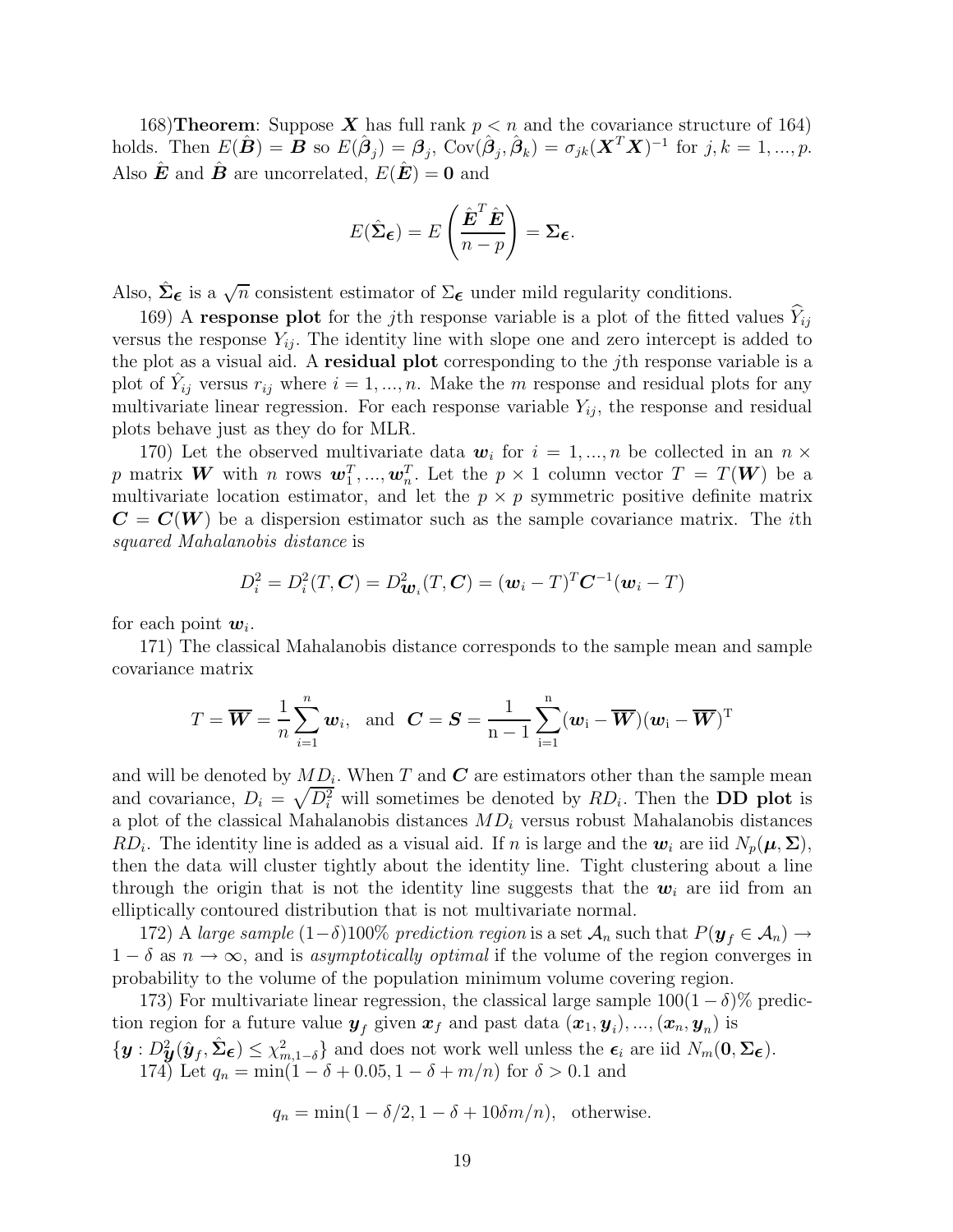168)**Theorem**: Suppose $\boldsymbol{X}$ has full rank $p < n$ and the covariance structure of 164) holds. Then $E(\hat{\boldsymbol{B}}) = \boldsymbol{B}$ so $E(\hat{\boldsymbol{\beta}}_j) = \boldsymbol{\beta}_j$, $\text{Cov}(\hat{\boldsymbol{\beta}}_j, \hat{\boldsymbol{\beta}}_k) = \sigma_{jk}(\boldsymbol{X}^T\boldsymbol{X})^{-1}$ for $j, k = 1, ..., p$. Also $\hat{\boldsymbol{E}}$ and $\hat{\boldsymbol{B}}$ are uncorrelated, $E(\hat{\boldsymbol{E}}) = \boldsymbol{0}$ and

$$E(\hat{\boldsymbol{\Sigma}}_{\boldsymbol{\epsilon}}) = E\left(\frac{\hat{\boldsymbol{E}}^T\hat{\boldsymbol{E}}}{n-p}\right) = \boldsymbol{\Sigma}_{\boldsymbol{\epsilon}}.$$

Also, $\hat{\boldsymbol{\Sigma}}_{\boldsymbol{\epsilon}}$ is a $\sqrt{n}$ consistent estimator of $\Sigma_{\boldsymbol{\epsilon}}$ under mild regularity conditions.

169) A **response plot** for the $j$th response variable is a plot of the fitted values $\widehat{Y}_{ij}$ versus the response $Y_{ij}$. The identity line with slope one and zero intercept is added to the plot as a visual aid. A **residual plot** corresponding to the $j$th response variable is a plot of $\hat{Y}_{ij}$ versus $r_{ij}$ where $i = 1, ..., n$. Make the $m$ response and residual plots for any multivariate linear regression. For each response variable $Y_{ij}$, the response and residual plots behave just as they do for MLR.

170) Let the observed multivariate data $\boldsymbol{w}_i$ for $i = 1, ..., n$ be collected in an $n \times p$ matrix $\boldsymbol{W}$ with $n$ rows $\boldsymbol{w}_1^T, ..., \boldsymbol{w}_n^T$. Let the $p \times 1$ column vector $T = T(\boldsymbol{W})$ be a multivariate location estimator, and let the $p \times p$ symmetric positive definite matrix $\boldsymbol{C} = \boldsymbol{C}(\boldsymbol{W})$ be a dispersion estimator such as the sample covariance matrix. The $i$th *squared Mahalanobis distance* is

$$D_i^2 = D_i^2(T, \boldsymbol{C}) = D^2_{\boldsymbol{w}_i}(T, \boldsymbol{C}) = (\boldsymbol{w}_i - T)^T\boldsymbol{C}^{-1}(\boldsymbol{w}_i - T)$$

for each point $\boldsymbol{w}_i$.

171) The classical Mahalanobis distance corresponds to the sample mean and sample covariance matrix

$$T = \overline{\boldsymbol{W}} = \frac{1}{n}\sum_{i=1}^n \boldsymbol{w}_i, \ \text{ and } \ \boldsymbol{C} = \boldsymbol{S} = \frac{1}{n-1}\sum_{i=1}^n (\boldsymbol{w}_i - \overline{\boldsymbol{W}})(\boldsymbol{w}_i - \overline{\boldsymbol{W}})^T$$

and will be denoted by $MD_i$. When $T$ and $\boldsymbol{C}$ are estimators other than the sample mean and covariance, $D_i = \sqrt{D_i^2}$ will sometimes be denoted by $RD_i$. Then the **DD plot** is a plot of the classical Mahalanobis distances $MD_i$ versus robust Mahalanobis distances $RD_i$. The identity line is added as a visual aid. If $n$ is large and the $\boldsymbol{w}_i$ are iid $N_p(\boldsymbol{\mu}, \boldsymbol{\Sigma})$, then the data will cluster tightly about the identity line. Tight clustering about a line through the origin that is not the identity line suggests that the $\boldsymbol{w}_i$ are iid from an elliptically contoured distribution that is not multivariate normal.

172) A *large sample* $(1-\delta)100\%$ *prediction region* is a set $\mathcal{A}_n$ such that $P(\boldsymbol{y}_f \in \mathcal{A}_n) \to 1 - \delta$ as $n \to \infty$, and is *asymptotically optimal* if the volume of the region converges in probability to the volume of the population minimum volume covering region.

173) For multivariate linear regression, the classical large sample $100(1-\delta)\%$ prediction region for a future value $\boldsymbol{y}_f$ given $\boldsymbol{x}_f$ and past data $(\boldsymbol{x}_1, \boldsymbol{y}_i), ..., (\boldsymbol{x}_n, \boldsymbol{y}_n)$ is $\{\boldsymbol{y} : D^2_{\boldsymbol{y}}(\hat{\boldsymbol{y}}_f, \hat{\boldsymbol{\Sigma}}_{\boldsymbol{\epsilon}}) \leq \chi^2_{m,1-\delta}\}$ and does not work well unless the $\boldsymbol{\epsilon}_i$ are iid $N_m(\boldsymbol{0}, \boldsymbol{\Sigma}_{\boldsymbol{\epsilon}})$.

174) Let $q_n = \min(1 - \delta + 0.05, 1 - \delta + m/n)$ for $\delta > 0.1$ and

$$q_n = \min(1 - \delta/2, 1 - \delta + 10\delta m/n), \quad \text{otherwise.}$$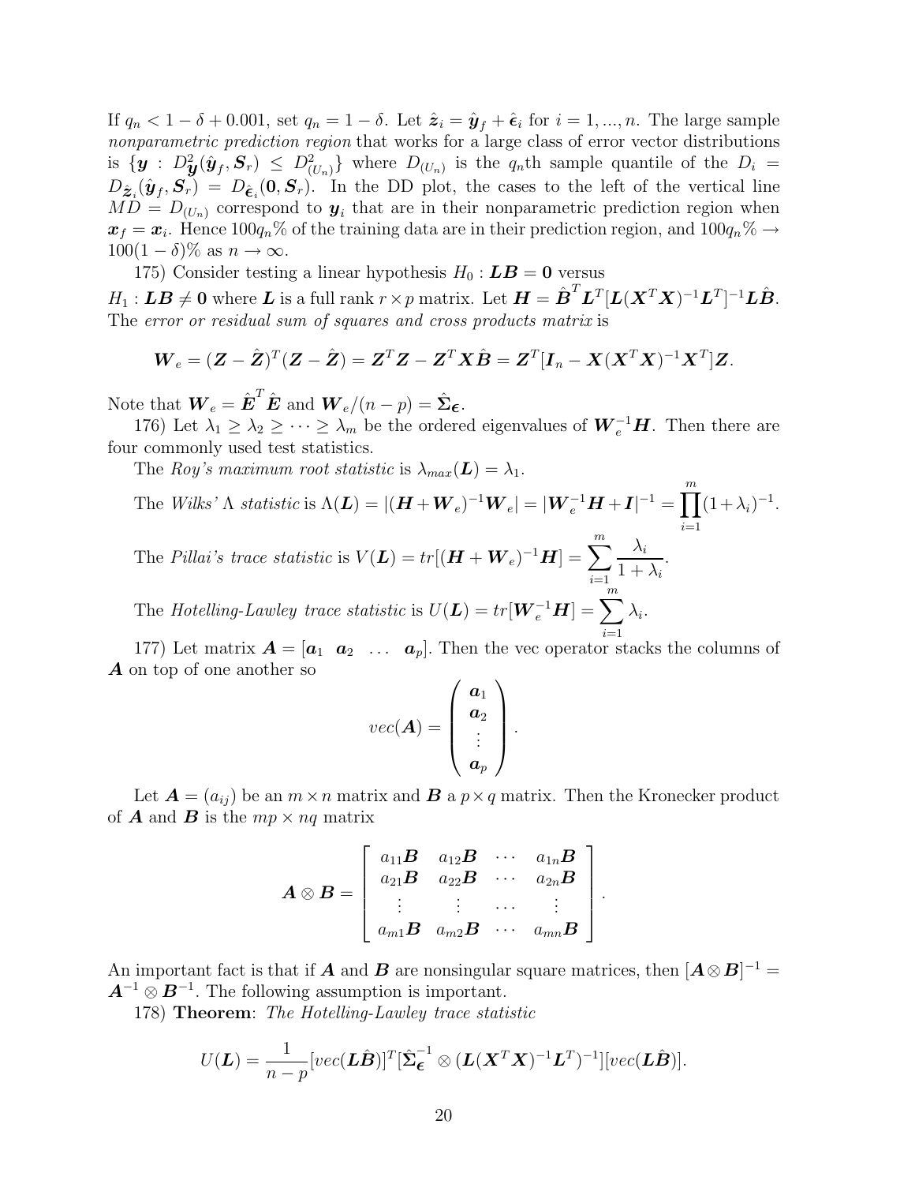If $q_n < 1 - \delta + 0.001$, set $q_n = 1 - \delta$. Let $\hat{\boldsymbol{z}}_i = \hat{\boldsymbol{y}}_f + \hat{\boldsymbol{\epsilon}}_i$ for $i = 1, ..., n$. The large sample *nonparametric prediction region* that works for a large class of error vector distributions is $\{\boldsymbol{y} : D^2_{\boldsymbol{y}}(\hat{\boldsymbol{y}}_f, \boldsymbol{S}_r) \leq D^2_{(U_n)}\}$ where $D_{(U_n)}$ is the $q_n$th sample quantile of the $D_i = D_{\hat{\boldsymbol{z}}_i}(\hat{\boldsymbol{y}}_f, \boldsymbol{S}_r) = D_{\hat{\boldsymbol{\epsilon}}_i}(\boldsymbol{0}, \boldsymbol{S}_r)$. In the DD plot, the cases to the left of the vertical line $MD = D_{(U_n)}$ correspond to $\boldsymbol{y}_i$ that are in their nonparametric prediction region when $\boldsymbol{x}_f = \boldsymbol{x}_i$. Hence $100q_n\%$ of the training data are in their prediction region, and $100q_n\% \to 100(1-\delta)\%$ as $n \to \infty$.

175) Consider testing a linear hypothesis $H_0 : \boldsymbol{LB} = \boldsymbol{0}$ versus $H_1 : \boldsymbol{LB} \neq \boldsymbol{0}$ where $\boldsymbol{L}$ is a full rank $r \times p$ matrix. Let $\boldsymbol{H} = \hat{\boldsymbol{B}}^T \boldsymbol{L}^T [\boldsymbol{L}(\boldsymbol{X}^T\boldsymbol{X})^{-1}\boldsymbol{L}^T]^{-1}\boldsymbol{L}\hat{\boldsymbol{B}}$. The *error or residual sum of squares and cross products matrix* is

$$\boldsymbol{W}_e = (\boldsymbol{Z} - \hat{\boldsymbol{Z}})^T(\boldsymbol{Z} - \hat{\boldsymbol{Z}}) = \boldsymbol{Z}^T\boldsymbol{Z} - \boldsymbol{Z}^T\boldsymbol{X}\hat{\boldsymbol{B}} = \boldsymbol{Z}^T[\boldsymbol{I}_n - \boldsymbol{X}(\boldsymbol{X}^T\boldsymbol{X})^{-1}\boldsymbol{X}^T]\boldsymbol{Z}.$$

Note that $\boldsymbol{W}_e = \hat{\boldsymbol{E}}^T\hat{\boldsymbol{E}}$ and $\boldsymbol{W}_e/(n-p) = \hat{\boldsymbol{\Sigma}}_{\boldsymbol{\epsilon}}$.

176) Let $\lambda_1 \geq \lambda_2 \geq \cdots \geq \lambda_m$ be the ordered eigenvalues of $\boldsymbol{W}_e^{-1}\boldsymbol{H}$. Then there are four commonly used test statistics.

The *Roy's maximum root statistic* is $\lambda_{max}(\boldsymbol{L}) = \lambda_1$.

The *Wilks' Λ statistic* is $\Lambda(\boldsymbol{L}) = |(\boldsymbol{H} + \boldsymbol{W}_e)^{-1}\boldsymbol{W}_e| = |\boldsymbol{W}_e^{-1}\boldsymbol{H} + \boldsymbol{I}|^{-1} = \prod_{i=1}^m (1+\lambda_i)^{-1}$.

The *Pillai's trace statistic* is $V(\boldsymbol{L}) = tr[(\boldsymbol{H} + \boldsymbol{W}_e)^{-1}\boldsymbol{H}] = \sum_{i=1}^m \frac{\lambda_i}{1+\lambda_i}$.

The *Hotelling-Lawley trace statistic* is $U(\boldsymbol{L}) = tr[\boldsymbol{W}_e^{-1}\boldsymbol{H}] = \sum_{i=1}^m \lambda_i$.

177) Let matrix $\boldsymbol{A} = [\boldsymbol{a}_1 \ \ \boldsymbol{a}_2 \ \ \ldots \ \ \boldsymbol{a}_p]$. Then the vec operator stacks the columns of $\boldsymbol{A}$ on top of one another so

$$vec(\boldsymbol{A}) = \begin{pmatrix} \boldsymbol{a}_1 \\ \boldsymbol{a}_2 \\ \vdots \\ \boldsymbol{a}_p \end{pmatrix}.$$

Let $\boldsymbol{A} = (a_{ij})$ be an $m \times n$ matrix and $\boldsymbol{B}$ a $p \times q$ matrix. Then the Kronecker product of $\boldsymbol{A}$ and $\boldsymbol{B}$ is the $mp \times nq$ matrix

$$\boldsymbol{A} \otimes \boldsymbol{B} = \begin{bmatrix} a_{11}\boldsymbol{B} & a_{12}\boldsymbol{B} & \cdots & a_{1n}\boldsymbol{B} \\ a_{21}\boldsymbol{B} & a_{22}\boldsymbol{B} & \cdots & a_{2n}\boldsymbol{B} \\ \vdots & \vdots & \cdots & \vdots \\ a_{m1}\boldsymbol{B} & a_{m2}\boldsymbol{B} & \cdots & a_{mn}\boldsymbol{B} \end{bmatrix}.$$

An important fact is that if $\boldsymbol{A}$ and $\boldsymbol{B}$ are nonsingular square matrices, then $[\boldsymbol{A} \otimes \boldsymbol{B}]^{-1} = \boldsymbol{A}^{-1} \otimes \boldsymbol{B}^{-1}$. The following assumption is important.

178) **Theorem**: *The Hotelling-Lawley trace statistic*

$$U(\boldsymbol{L}) = \frac{1}{n-p}[vec(\boldsymbol{L}\hat{\boldsymbol{B}})]^T[\hat{\boldsymbol{\Sigma}}_{\boldsymbol{\epsilon}}^{-1} \otimes (\boldsymbol{L}(\boldsymbol{X}^T\boldsymbol{X})^{-1}\boldsymbol{L}^T)^{-1}][vec(\boldsymbol{L}\hat{\boldsymbol{B}})].$$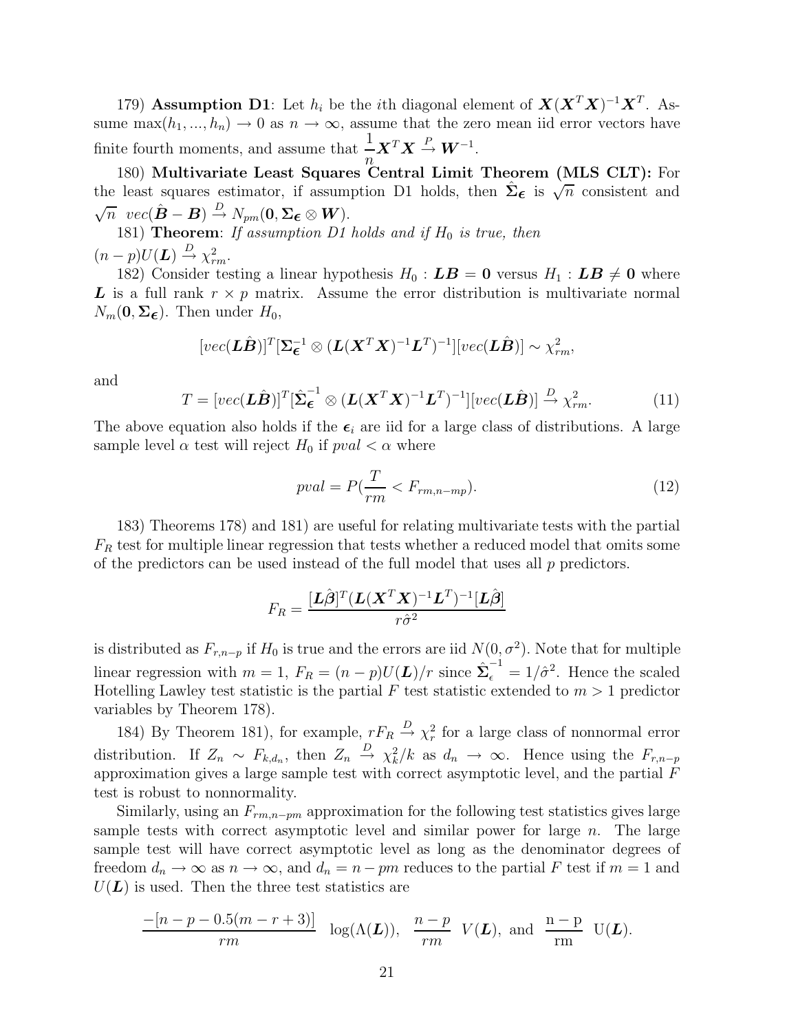179) **Assumption D1**: Let $h_i$ be the $i$th diagonal element of $\boldsymbol{X}(\boldsymbol{X}^T\boldsymbol{X})^{-1}\boldsymbol{X}^T$. Assume $\max(h_1, ..., h_n) \to 0$ as $n \to \infty$, assume that the zero mean iid error vectors have finite fourth moments, and assume that $\frac{1}{n}\boldsymbol{X}^T\boldsymbol{X} \xrightarrow{P} \boldsymbol{W}^{-1}$.

180) **Multivariate Least Squares Central Limit Theorem (MLS CLT):** For the least squares estimator, if assumption D1 holds, then $\hat{\boldsymbol{\Sigma}}_{\boldsymbol{\epsilon}}$ is $\sqrt{n}$ consistent and $\sqrt{n}\ \ vec(\hat{\boldsymbol{B}} - \boldsymbol{B}) \xrightarrow{D} N_{pm}(\boldsymbol{0}, \boldsymbol{\Sigma}_{\boldsymbol{\epsilon}} \otimes \boldsymbol{W})$.

181) **Theorem**: *If assumption D1 holds and if $H_0$ is true, then* $(n-p)U(\boldsymbol{L}) \xrightarrow{D} \chi^2_{rm}$.

182) Consider testing a linear hypothesis $H_0 : \boldsymbol{LB} = \boldsymbol{0}$ versus $H_1 : \boldsymbol{LB} \neq \boldsymbol{0}$ where $\boldsymbol{L}$ is a full rank $r \times p$ matrix. Assume the error distribution is multivariate normal $N_m(\boldsymbol{0}, \boldsymbol{\Sigma}_{\boldsymbol{\epsilon}})$. Then under $H_0$,

$$[vec(\boldsymbol{L}\hat{\boldsymbol{B}})]^T[\boldsymbol{\Sigma}_{\boldsymbol{\epsilon}}^{-1} \otimes (\boldsymbol{L}(\boldsymbol{X}^T\boldsymbol{X})^{-1}\boldsymbol{L}^T)^{-1}][vec(\boldsymbol{L}\hat{\boldsymbol{B}})] \sim \chi^2_{rm},$$

and

$$T = [vec(\boldsymbol{L}\hat{\boldsymbol{B}})]^T[\hat{\boldsymbol{\Sigma}}_{\boldsymbol{\epsilon}}^{-1} \otimes (\boldsymbol{L}(\boldsymbol{X}^T\boldsymbol{X})^{-1}\boldsymbol{L}^T)^{-1}][vec(\boldsymbol{L}\hat{\boldsymbol{B}})] \xrightarrow{D} \chi^2_{rm}. \tag{11}$$

The above equation also holds if the $\boldsymbol{\epsilon}_i$ are iid for a large class of distributions. A large sample level $\alpha$ test will reject $H_0$ if $pval < \alpha$ where

$$pval = P(\frac{T}{rm} < F_{rm,n-mp}). \tag{12}$$

183) Theorems 178) and 181) are useful for relating multivariate tests with the partial $F_R$ test for multiple linear regression that tests whether a reduced model that omits some of the predictors can be used instead of the full model that uses all $p$ predictors.

$$F_R = \frac{[\boldsymbol{L}\hat{\boldsymbol{\beta}}]^T(\boldsymbol{L}(\boldsymbol{X}^T\boldsymbol{X})^{-1}\boldsymbol{L}^T)^{-1}[\boldsymbol{L}\hat{\boldsymbol{\beta}}]}{r\hat{\sigma}^2}$$

is distributed as $F_{r,n-p}$ if $H_0$ is true and the errors are iid $N(0, \sigma^2)$. Note that for multiple linear regression with $m = 1$, $F_R = (n-p)U(\boldsymbol{L})/r$ since $\hat{\boldsymbol{\Sigma}}_{\epsilon}^{-1} = 1/\hat{\sigma}^2$. Hence the scaled Hotelling Lawley test statistic is the partial $F$ test statistic extended to $m > 1$ predictor variables by Theorem 178).

184) By Theorem 181), for example, $rF_R \xrightarrow{D} \chi^2_r$ for a large class of nonnormal error distribution. If $Z_n \sim F_{k,d_n}$, then $Z_n \xrightarrow{D} \chi^2_k/k$ as $d_n \to \infty$. Hence using the $F_{r,n-p}$ approximation gives a large sample test with correct asymptotic level, and the partial $F$ test is robust to nonnormality.

Similarly, using an $F_{rm,n-pm}$ approximation for the following test statistics gives large sample tests with correct asymptotic level and similar power for large $n$. The large sample test will have correct asymptotic level as long as the denominator degrees of freedom $d_n \to \infty$ as $n \to \infty$, and $d_n = n - pm$ reduces to the partial $F$ test if $m = 1$ and $U(\boldsymbol{L})$ is used. Then the three test statistics are

$$\frac{-[n-p-0.5(m-r+3)]}{rm}\ \ \log(\Lambda(\boldsymbol{L})),\ \ \frac{n-p}{rm}\ \ V(\boldsymbol{L}),\ \text{and}\ \ \frac{\text{n} - \text{p}}{\text{rm}}\ \ \text{U}(\boldsymbol{L}).$$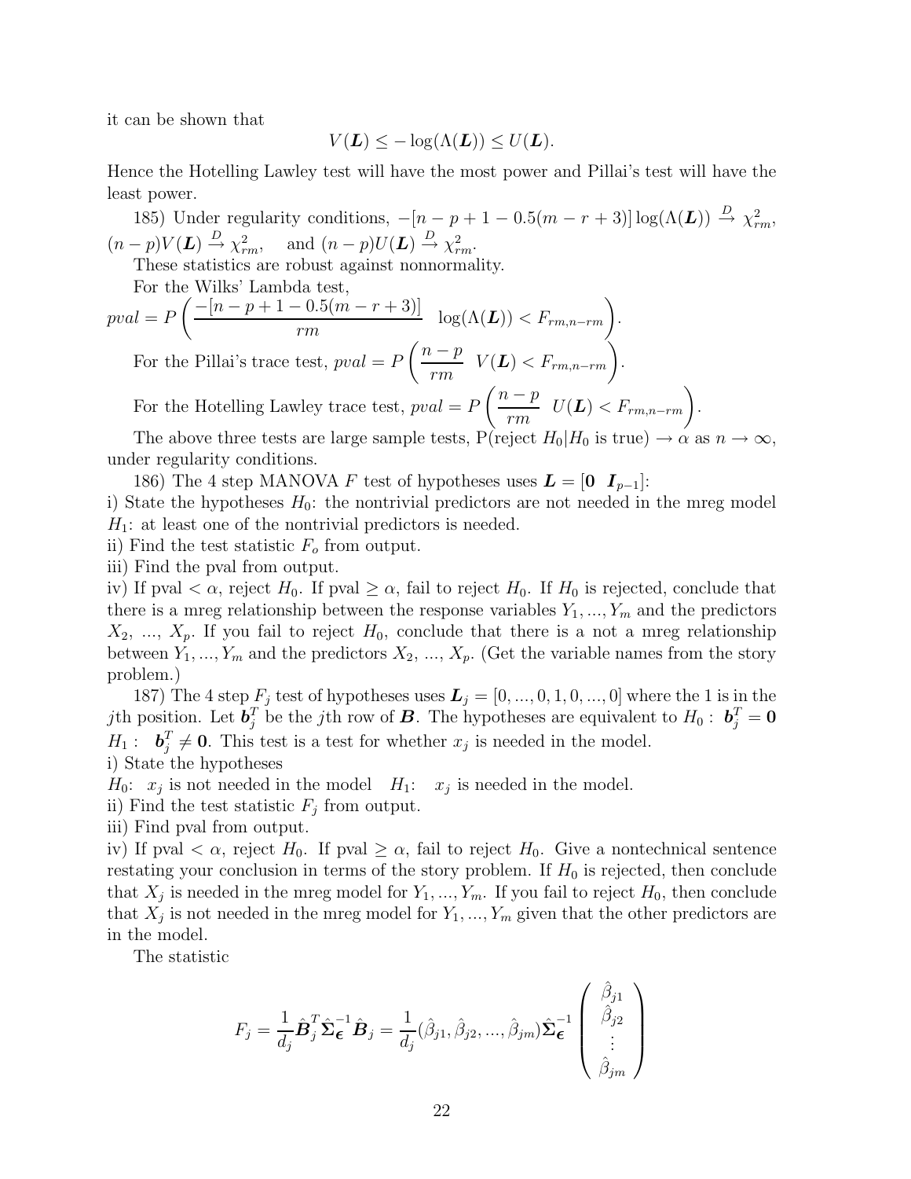it can be shown that

$$V(\boldsymbol{L}) \leq -\log(\Lambda(\boldsymbol{L})) \leq U(\boldsymbol{L}).$$

Hence the Hotelling Lawley test will have the most power and Pillai's test will have the least power.

185) Under regularity conditions, $-[n - p + 1 - 0.5(m - r + 3)] \log(\Lambda(\boldsymbol{L})) \xrightarrow{D} \chi^2_{rm}$, $(n - p)V(\boldsymbol{L}) \xrightarrow{D} \chi^2_{rm}$, and $(n - p)U(\boldsymbol{L}) \xrightarrow{D} \chi^2_{rm}$.

These statistics are robust against nonnormality.

For the Wilks' Lambda test,

$pval = P\left(\frac{-[n - p + 1 - 0.5(m - r + 3)]}{rm} \ \log(\Lambda(\boldsymbol{L})) < F_{rm,n-rm}\right)$.

For the Pillai's trace test, $pval = P\left(\frac{n - p}{rm} \ V(\boldsymbol{L}) < F_{rm,n-rm}\right)$.

For the Hotelling Lawley trace test, $pval = P\left(\frac{n - p}{rm} \ U(\boldsymbol{L}) < F_{rm,n-rm}\right)$.

The above three tests are large sample tests, P(reject $H_0|H_0$ is true) $\to \alpha$ as $n \to \infty$, under regularity conditions.

186) The 4 step MANOVA $F$ test of hypotheses uses $\boldsymbol{L} = [\boldsymbol{0} \ \ \boldsymbol{I}_{p-1}]$:
i) State the hypotheses $H_0$: the nontrivial predictors are not needed in the mreg model $H_1$: at least one of the nontrivial predictors is needed.
ii) Find the test statistic $F_o$ from output.
iii) Find the pval from output.
iv) If pval $< \alpha$, reject $H_0$. If pval $\geq \alpha$, fail to reject $H_0$. If $H_0$ is rejected, conclude that there is a mreg relationship between the response variables $Y_1, ..., Y_m$ and the predictors $X_2$, ..., $X_p$. If you fail to reject $H_0$, conclude that there is a not a mreg relationship between $Y_1, ..., Y_m$ and the predictors $X_2$, ..., $X_p$. (Get the variable names from the story problem.)

187) The 4 step $F_j$ test of hypotheses uses $\boldsymbol{L}_j = [0, ..., 0, 1, 0, ..., 0]$ where the 1 is in the $j$th position. Let $\boldsymbol{b}_j^T$ be the $j$th row of $\boldsymbol{B}$. The hypotheses are equivalent to $H_0: \ \boldsymbol{b}_j^T = \boldsymbol{0}$ $H_1: \ \ \boldsymbol{b}_j^T \neq \boldsymbol{0}$. This test is a test for whether $x_j$ is needed in the model.
i) State the hypotheses
$H_0$: $x_j$ is not needed in the model $\quad H_1$: $\quad x_j$ is needed in the model.
ii) Find the test statistic $F_j$ from output.
iii) Find pval from output.
iv) If pval $< \alpha$, reject $H_0$. If pval $\geq \alpha$, fail to reject $H_0$. Give a nontechnical sentence restating your conclusion in terms of the story problem. If $H_0$ is rejected, then conclude that $X_j$ is needed in the mreg model for $Y_1, ..., Y_m$. If you fail to reject $H_0$, then conclude that $X_j$ is not needed in the mreg model for $Y_1, ..., Y_m$ given that the other predictors are in the model.

The statistic

$$F_j = \frac{1}{d_j} \hat{\boldsymbol{B}}_j^T \hat{\boldsymbol{\Sigma}}_{\boldsymbol{\epsilon}}^{-1} \hat{\boldsymbol{B}}_j = \frac{1}{d_j} (\hat{\beta}_{j1}, \hat{\beta}_{j2}, ..., \hat{\beta}_{jm}) \hat{\boldsymbol{\Sigma}}_{\boldsymbol{\epsilon}}^{-1} \begin{pmatrix} \hat{\beta}_{j1} \\ \hat{\beta}_{j2} \\ \vdots \\ \hat{\beta}_{jm} \end{pmatrix}$$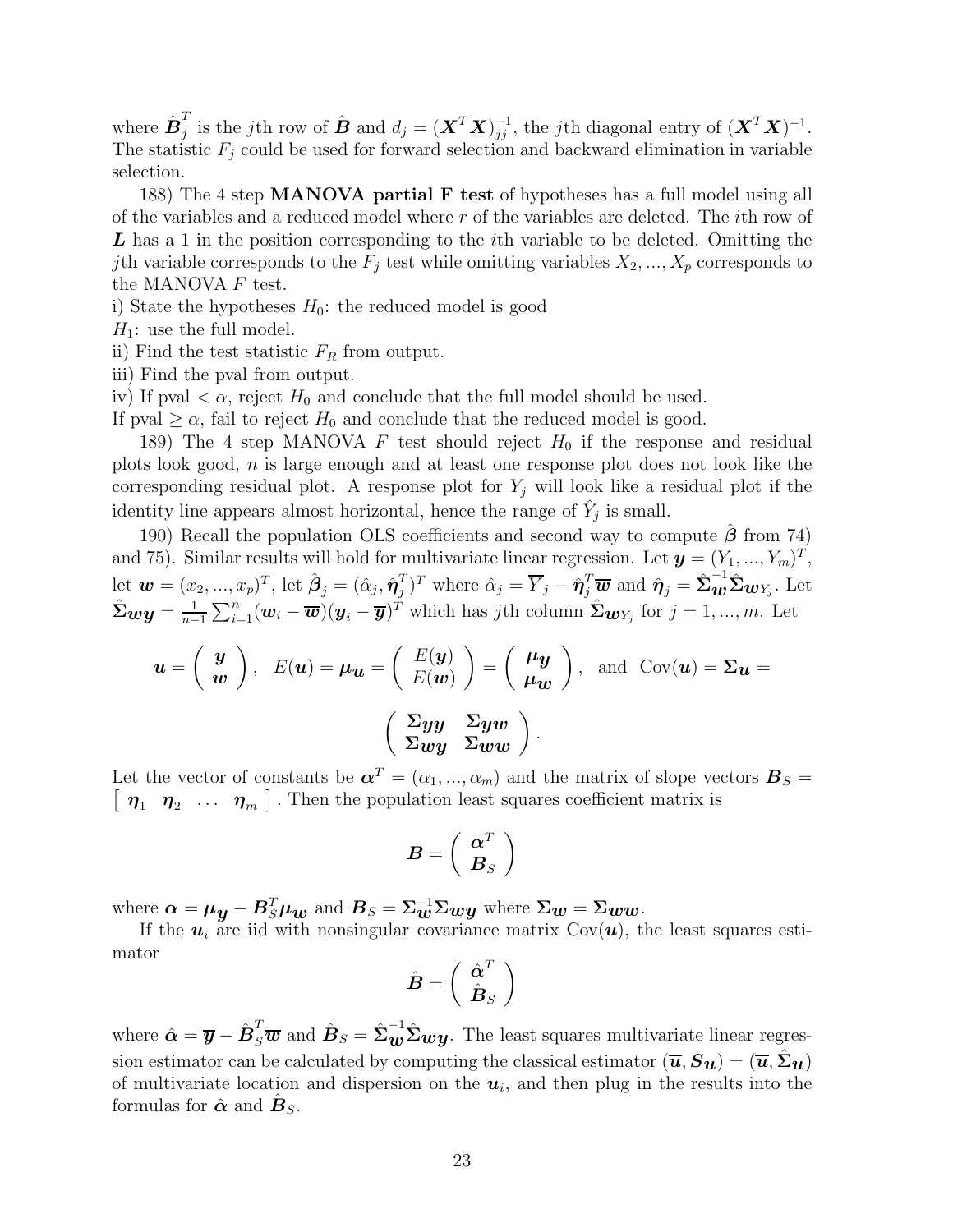where $\hat{\boldsymbol{B}}_j^T$ is the $j$th row of $\hat{\boldsymbol{B}}$ and $d_j = (\boldsymbol{X}^T\boldsymbol{X})^{-1}_{jj}$, the $j$th diagonal entry of $(\boldsymbol{X}^T\boldsymbol{X})^{-1}$. The statistic $F_j$ could be used for forward selection and backward elimination in variable selection.

188) The 4 step **MANOVA partial F test** of hypotheses has a full model using all of the variables and a reduced model where $r$ of the variables are deleted. The $i$th row of $\boldsymbol{L}$ has a 1 in the position corresponding to the $i$th variable to be deleted. Omitting the $j$th variable corresponds to the $F_j$ test while omitting variables $X_2, ..., X_p$ corresponds to the MANOVA $F$ test.

i) State the hypotheses $H_0$: the reduced model is good
$H_1$: use the full model.

ii) Find the test statistic $F_R$ from output.

iii) Find the pval from output.

iv) If pval $< \alpha$, reject $H_0$ and conclude that the full model should be used.
If pval $\geq \alpha$, fail to reject $H_0$ and conclude that the reduced model is good.

189) The 4 step MANOVA $F$ test should reject $H_0$ if the response and residual plots look good, $n$ is large enough and at least one response plot does not look like the corresponding residual plot. A response plot for $Y_j$ will look like a residual plot if the identity line appears almost horizontal, hence the range of $\hat{Y}_j$ is small.

190) Recall the population OLS coefficients and second way to compute $\hat{\boldsymbol{\beta}}$ from 74) and 75). Similar results will hold for multivariate linear regression. Let $\boldsymbol{y} = (Y_1, ..., Y_m)^T$, let $\boldsymbol{w} = (x_2, ..., x_p)^T$, let $\hat{\boldsymbol{\beta}}_j = (\hat{\alpha}_j, \hat{\boldsymbol{\eta}}_j^T)^T$ where $\hat{\alpha}_j = \overline{Y}_j - \hat{\boldsymbol{\eta}}_j^T \overline{\boldsymbol{w}}$ and $\hat{\boldsymbol{\eta}}_j = \hat{\boldsymbol{\Sigma}}_{\boldsymbol{w}}^{-1} \hat{\boldsymbol{\Sigma}}_{\boldsymbol{w}Y_j}$. Let $\hat{\boldsymbol{\Sigma}}_{\boldsymbol{wy}} = \frac{1}{n-1}\sum_{i=1}^n (\boldsymbol{w}_i - \overline{\boldsymbol{w}})(\boldsymbol{y}_i - \overline{\boldsymbol{y}})^T$ which has $j$th column $\hat{\boldsymbol{\Sigma}}_{\boldsymbol{w}Y_j}$ for $j = 1, ..., m$. Let

$$\boldsymbol{u} = \begin{pmatrix} \boldsymbol{y} \\ \boldsymbol{w} \end{pmatrix}, \quad E(\boldsymbol{u}) = \boldsymbol{\mu}_{\boldsymbol{u}} = \begin{pmatrix} E(\boldsymbol{y}) \\ E(\boldsymbol{w}) \end{pmatrix} = \begin{pmatrix} \boldsymbol{\mu}_{\boldsymbol{y}} \\ \boldsymbol{\mu}_{\boldsymbol{w}} \end{pmatrix}, \quad \text{and} \quad \text{Cov}(\boldsymbol{u}) = \boldsymbol{\Sigma}_{\boldsymbol{u}} =$$

$$\begin{pmatrix} \boldsymbol{\Sigma}_{\boldsymbol{yy}} & \boldsymbol{\Sigma}_{\boldsymbol{yw}} \\ \boldsymbol{\Sigma}_{\boldsymbol{wy}} & \boldsymbol{\Sigma}_{\boldsymbol{ww}} \end{pmatrix}.$$

Let the vector of constants be $\boldsymbol{\alpha}^T = (\alpha_1, ..., \alpha_m)$ and the matrix of slope vectors $\boldsymbol{B}_S = \begin{bmatrix} \boldsymbol{\eta}_1 & \boldsymbol{\eta}_2 & \ldots & \boldsymbol{\eta}_m \end{bmatrix}$. Then the population least squares coefficient matrix is

$$\boldsymbol{B} = \begin{pmatrix} \boldsymbol{\alpha}^T \\ \boldsymbol{B}_S \end{pmatrix}$$

where $\boldsymbol{\alpha} = \boldsymbol{\mu}_{\boldsymbol{y}} - \boldsymbol{B}_S^T \boldsymbol{\mu}_{\boldsymbol{w}}$ and $\boldsymbol{B}_S = \boldsymbol{\Sigma}_{\boldsymbol{w}}^{-1} \boldsymbol{\Sigma}_{\boldsymbol{wy}}$ where $\boldsymbol{\Sigma}_{\boldsymbol{w}} = \boldsymbol{\Sigma}_{\boldsymbol{ww}}$.

If the $\boldsymbol{u}_i$ are iid with nonsingular covariance matrix $\text{Cov}(\boldsymbol{u})$, the least squares estimator

$$\hat{\boldsymbol{B}} = \begin{pmatrix} \hat{\boldsymbol{\alpha}}^T \\ \hat{\boldsymbol{B}}_S \end{pmatrix}$$

where $\hat{\boldsymbol{\alpha}} = \overline{\boldsymbol{y}} - \hat{\boldsymbol{B}}_S^T \overline{\boldsymbol{w}}$ and $\hat{\boldsymbol{B}}_S = \hat{\boldsymbol{\Sigma}}_{\boldsymbol{w}}^{-1} \hat{\boldsymbol{\Sigma}}_{\boldsymbol{wy}}$. The least squares multivariate linear regression estimator can be calculated by computing the classical estimator $(\overline{\boldsymbol{u}}, \boldsymbol{S}_{\boldsymbol{u}}) = (\overline{\boldsymbol{u}}, \hat{\boldsymbol{\Sigma}}_{\boldsymbol{u}})$ of multivariate location and dispersion on the $\boldsymbol{u}_i$, and then plug in the results into the formulas for $\hat{\boldsymbol{\alpha}}$ and $\hat{\boldsymbol{B}}_S$.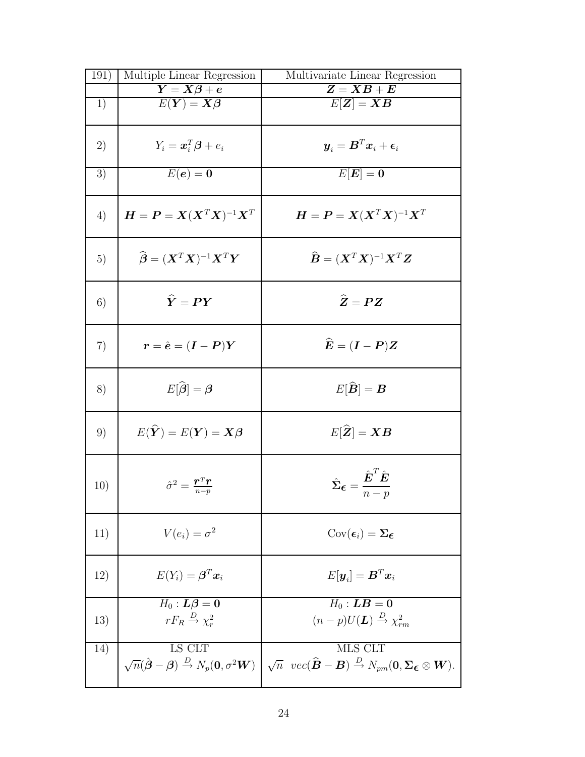| 191) | Multiple Linear Regression | Multivariate Linear Regression |
|---|---|---|
| | $\boldsymbol{Y} = \boldsymbol{X}\boldsymbol{\beta} + \boldsymbol{e}$ | $\boldsymbol{Z} = \boldsymbol{X}\boldsymbol{B} + \boldsymbol{E}$ |
| 1) | $E(\boldsymbol{Y}) = \boldsymbol{X}\boldsymbol{\beta}$ | $E[\boldsymbol{Z}] = \boldsymbol{X}\boldsymbol{B}$ |
| 2) | $Y_i = \boldsymbol{x}_i^T\boldsymbol{\beta} + e_i$ | $\boldsymbol{y}_i = \boldsymbol{B}^T\boldsymbol{x}_i + \boldsymbol{\epsilon}_i$ |
| 3) | $E(\boldsymbol{e}) = \boldsymbol{0}$ | $E[\boldsymbol{E}] = \boldsymbol{0}$ |
| 4) | $\boldsymbol{H} = \boldsymbol{P} = \boldsymbol{X}(\boldsymbol{X}^T\boldsymbol{X})^{-1}\boldsymbol{X}^T$ | $\boldsymbol{H} = \boldsymbol{P} = \boldsymbol{X}(\boldsymbol{X}^T\boldsymbol{X})^{-1}\boldsymbol{X}^T$ |
| 5) | $\widehat{\boldsymbol{\beta}} = (\boldsymbol{X}^T\boldsymbol{X})^{-1}\boldsymbol{X}^T\boldsymbol{Y}$ | $\widehat{\boldsymbol{B}} = (\boldsymbol{X}^T\boldsymbol{X})^{-1}\boldsymbol{X}^T\boldsymbol{Z}$ |
| 6) | $\widehat{\boldsymbol{Y}} = \boldsymbol{P}\boldsymbol{Y}$ | $\widehat{\boldsymbol{Z}} = \boldsymbol{P}\boldsymbol{Z}$ |
| 7) | $\boldsymbol{r} = \hat{\boldsymbol{e}} = (\boldsymbol{I} - \boldsymbol{P})\boldsymbol{Y}$ | $\widehat{\boldsymbol{E}} = (\boldsymbol{I} - \boldsymbol{P})\boldsymbol{Z}$ |
| 8) | $E[\widehat{\boldsymbol{\beta}}] = \boldsymbol{\beta}$ | $E[\widehat{\boldsymbol{B}}] = \boldsymbol{B}$ |
| 9) | $E(\widehat{\boldsymbol{Y}}) = E(\boldsymbol{Y}) = \boldsymbol{X}\boldsymbol{\beta}$ | $E[\widehat{\boldsymbol{Z}}] = \boldsymbol{X}\boldsymbol{B}$ |
| 10) | $\hat{\sigma}^2 = \frac{\boldsymbol{r}^T\boldsymbol{r}}{n-p}$ | $\hat{\boldsymbol{\Sigma}}_{\boldsymbol{\epsilon}} = \dfrac{\hat{\boldsymbol{E}}^T\hat{\boldsymbol{E}}}{n-p}$ |
| 11) | $V(e_i) = \sigma^2$ | $\text{Cov}(\boldsymbol{\epsilon}_i) = \boldsymbol{\Sigma}_{\boldsymbol{\epsilon}}$ |
| 12) | $E(Y_i) = \boldsymbol{\beta}^T\boldsymbol{x}_i$ | $E[\boldsymbol{y}_i] = \boldsymbol{B}^T\boldsymbol{x}_i$ |
| 13) | $H_0: \boldsymbol{L}\boldsymbol{\beta} = \boldsymbol{0}$ <br> $rF_R \xrightarrow{D} \chi^2_r$ | $H_0: \boldsymbol{L}\boldsymbol{B} = \boldsymbol{0}$ <br> $(n-p)U(\boldsymbol{L}) \xrightarrow{D} \chi^2_{rm}$ |
| 14) | LS CLT <br> $\sqrt{n}(\hat{\boldsymbol{\beta}} - \boldsymbol{\beta}) \xrightarrow{D} N_p(\boldsymbol{0}, \sigma^2\boldsymbol{W})$ | MLS CLT <br> $\sqrt{n} \;\; vec(\widehat{\boldsymbol{B}} - \boldsymbol{B}) \xrightarrow{D} N_{pm}(\boldsymbol{0}, \boldsymbol{\Sigma}_{\boldsymbol{\epsilon}} \otimes \boldsymbol{W})$. |